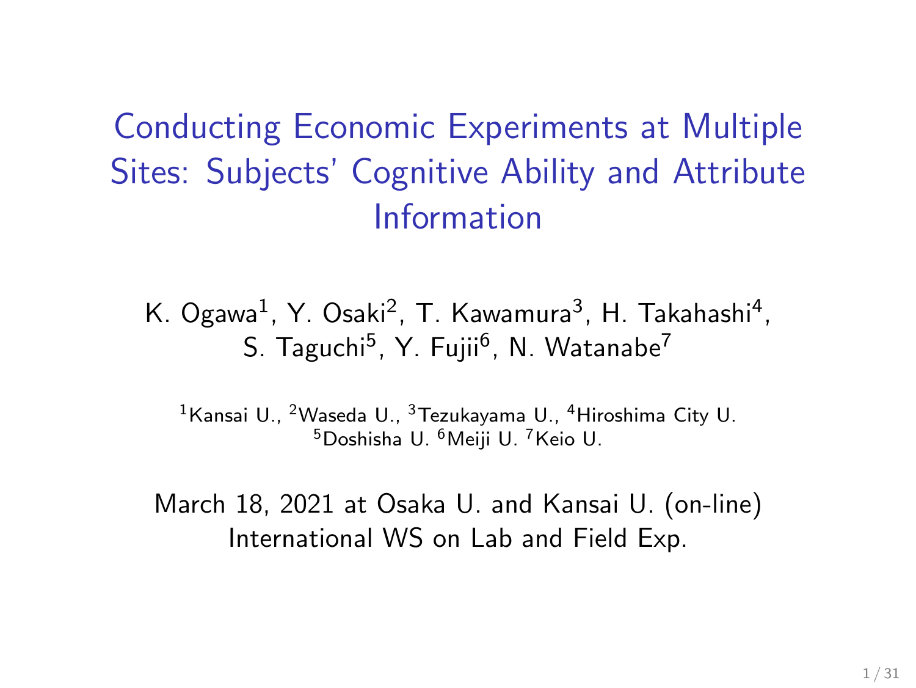# Conducting Economic Experiments at Multiple Sites: Subjects' Cognitive Ability and Attribute Information

K. Ogawa[1], Y. Osaki[2], T. Kawamura[3], H. Takahashi[4], S. Taguchi[5], Y. Fujii[6], N. Watanabe[7]

[1]Kansai U., [2]Waseda U., [3]Tezukayama U., [4]Hiroshima City U. [5]Doshisha U. [6]Meiji U. [7]Keio U.

March 18, 2021 at Osaka U. and Kansai U. (on-line)
International WS on Lab and Field Exp.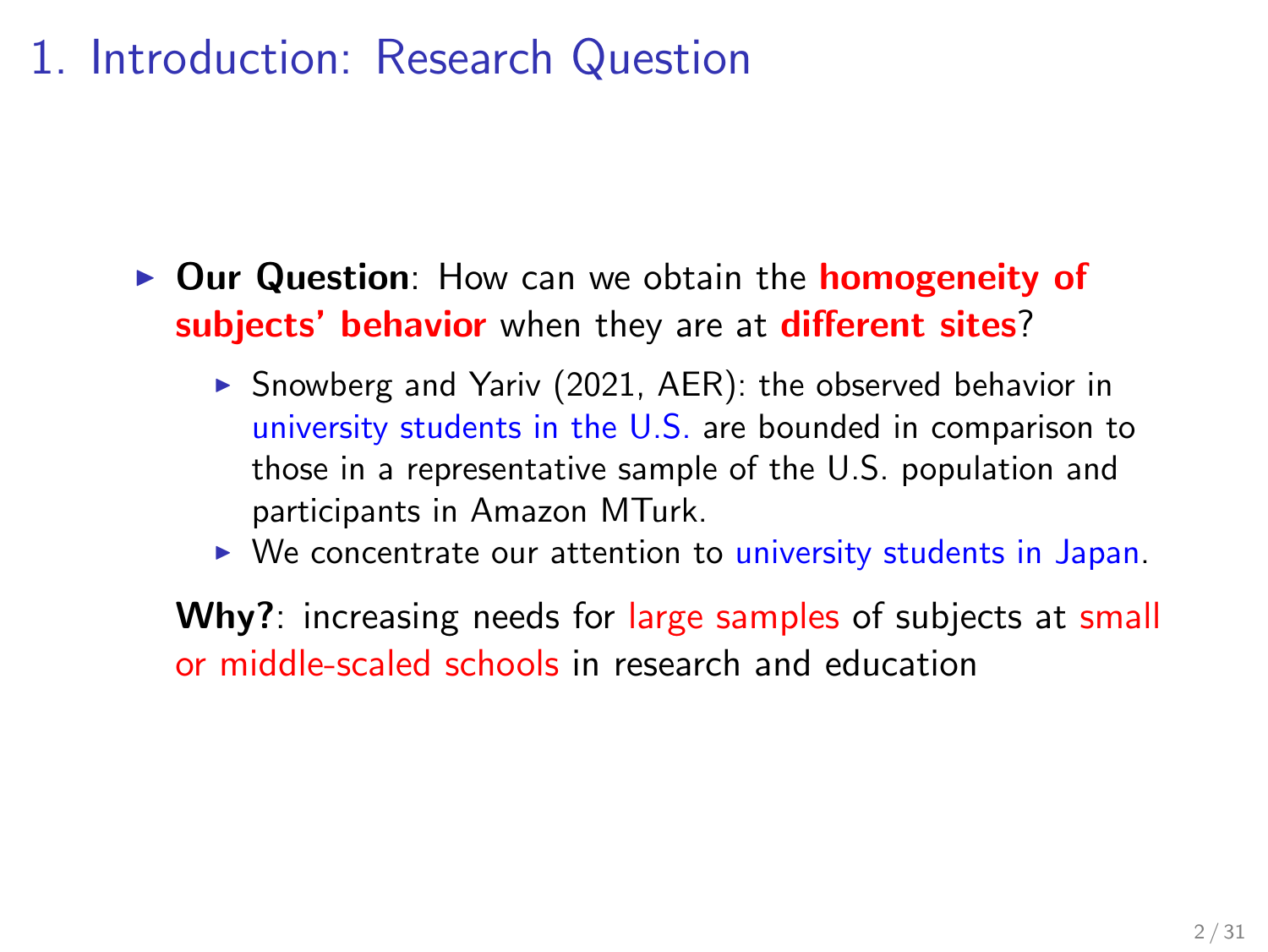# 1. Introduction: Research Question

- **Our Question**: How can we obtain the **homogeneity of subjects' behavior** when they are at **different sites**?
  - Snowberg and Yariv (2021, AER): the observed behavior in university students in the U.S. are bounded in comparison to those in a representative sample of the U.S. population and participants in Amazon MTurk.
  - We concentrate our attention to university students in Japan.

**Why?**: increasing needs for large samples of subjects at small or middle-scaled schools in research and education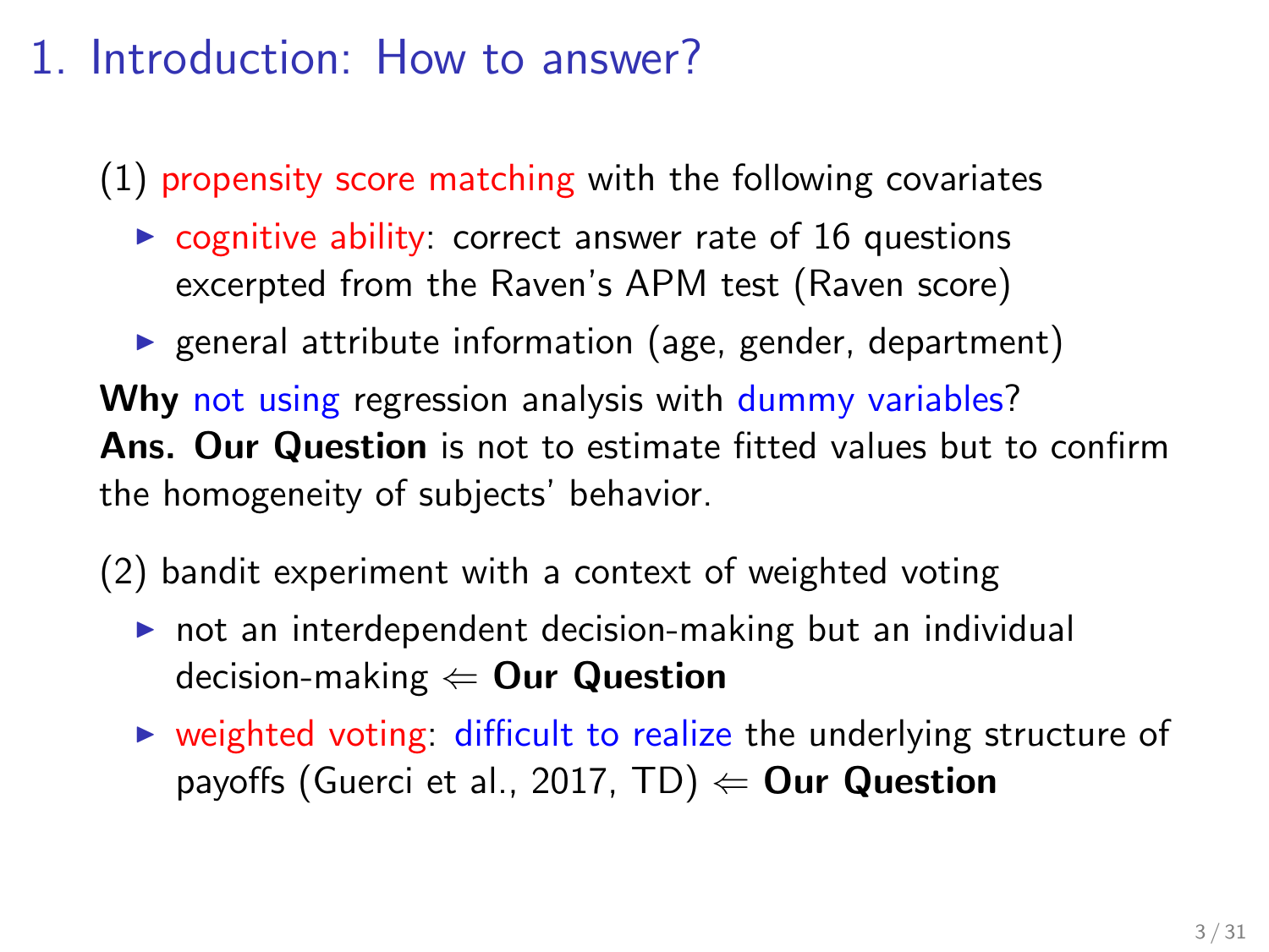# 1. Introduction: How to answer?

(1) propensity score matching with the following covariates

- cognitive ability: correct answer rate of 16 questions excerpted from the Raven's APM test (Raven score)
- general attribute information (age, gender, department)

**Why** not using regression analysis with dummy variables?
**Ans. Our Question** is not to estimate fitted values but to confirm the homogeneity of subjects' behavior.

(2) bandit experiment with a context of weighted voting

- not an interdependent decision-making but an individual decision-making $\Leftarrow$ **Our Question**
- weighted voting: difficult to realize the underlying structure of payoffs (Guerci et al., 2017, TD) $\Leftarrow$ **Our Question**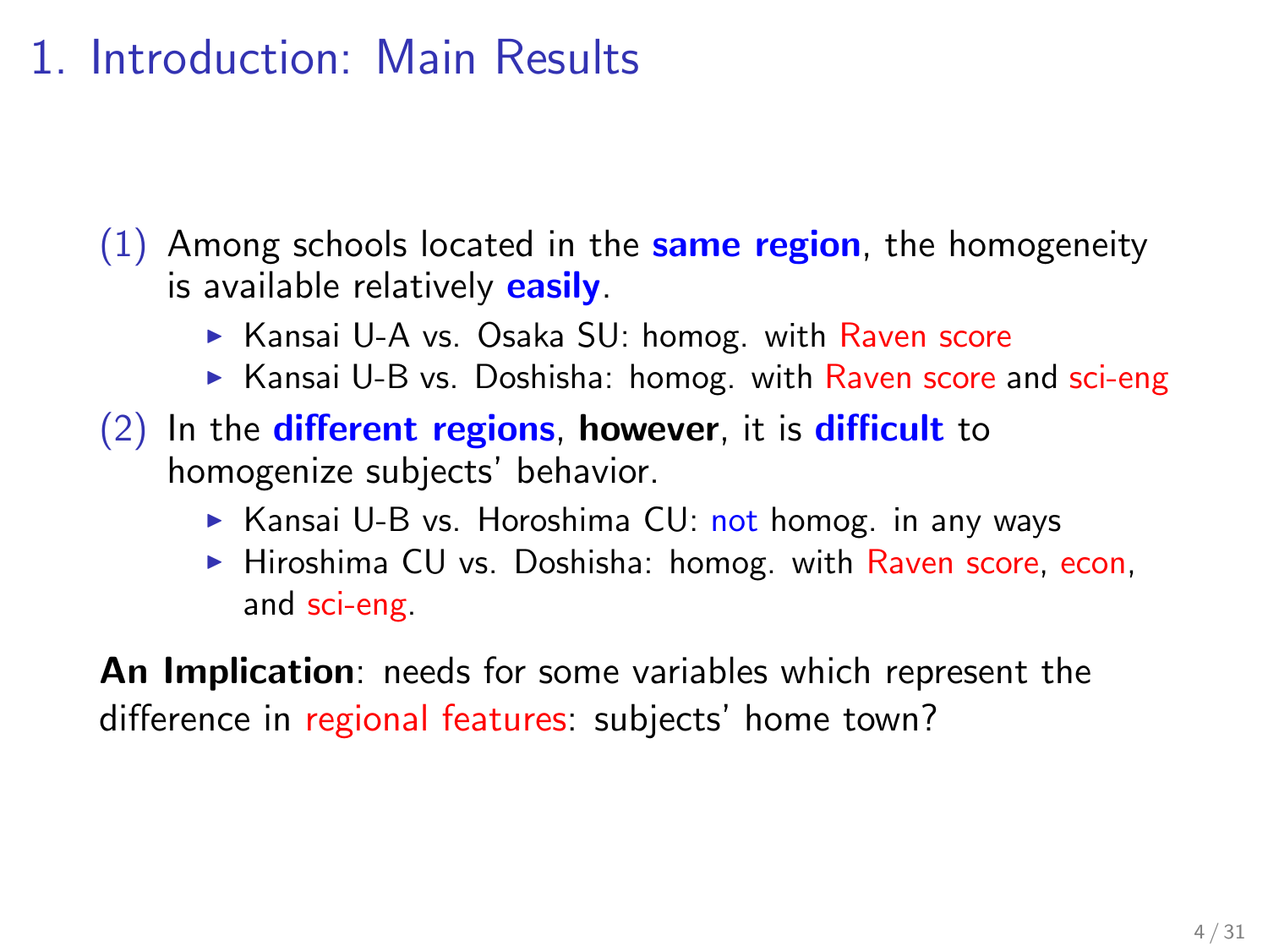# 1. Introduction: Main Results

(1) Among schools located in the **same region**, the homogeneity is available relatively **easily**.

- Kansai U-A vs. Osaka SU: homog. with Raven score
- Kansai U-B vs. Doshisha: homog. with Raven score and sci-eng

(2) In the **different regions**, **however**, it is **difficult** to homogenize subjects' behavior.

- Kansai U-B vs. Horoshima CU: not homog. in any ways
- Hiroshima CU vs. Doshisha: homog. with Raven score, econ, and sci-eng.

**An Implication**: needs for some variables which represent the difference in regional features: subjects' home town?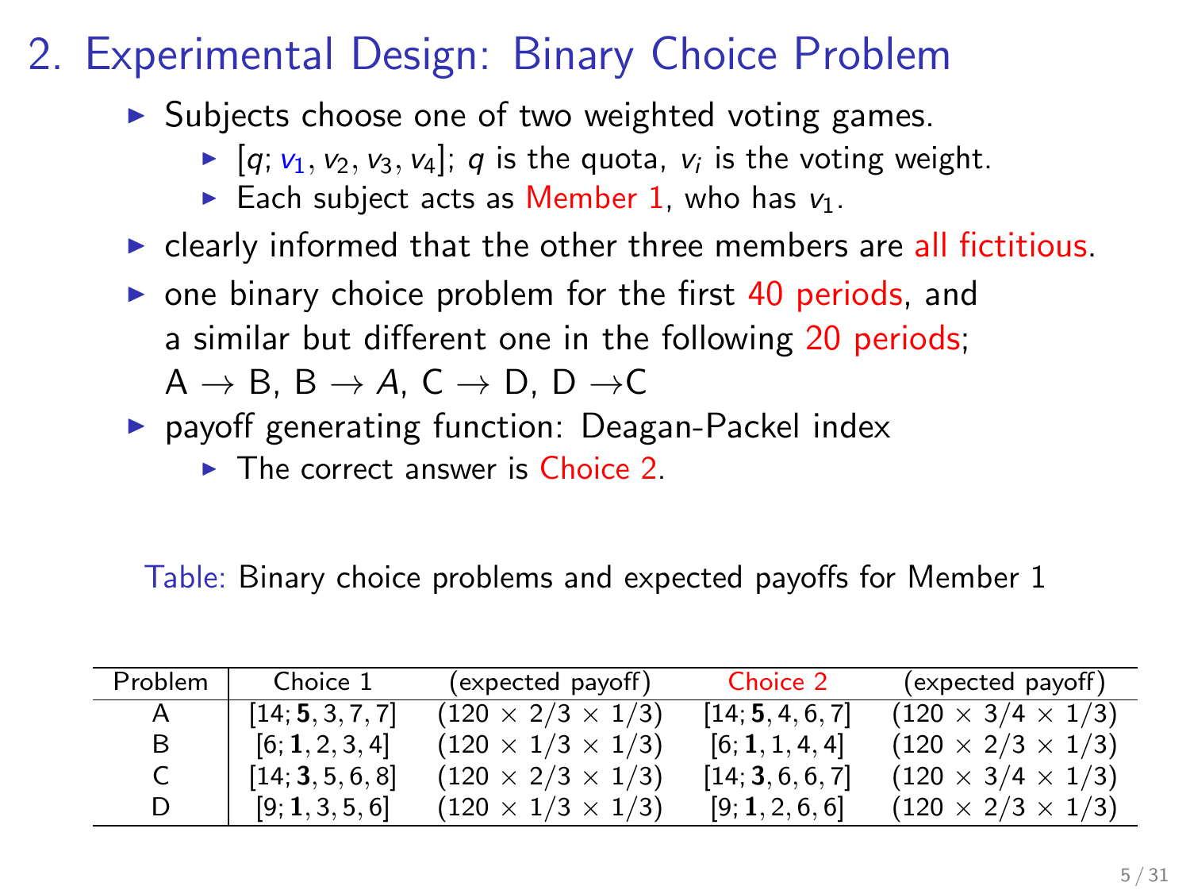# 2. Experimental Design: Binary Choice Problem

- Subjects choose one of two weighted voting games.
  - $[q; v_1, v_2, v_3, v_4]$; $q$ is the quota, $v_i$ is the voting weight.
  - Each subject acts as Member 1, who has $v_1$.
- clearly informed that the other three members are all fictitious.
- one binary choice problem for the first 40 periods, and a similar but different one in the following 20 periods; A → B, B → A, C → D, D → C
- payoff generating function: Deagan-Packel index
  - The correct answer is Choice 2.

Table: Binary choice problems and expected payoffs for Member 1

| Problem | Choice 1 | (expected payoff) | Choice 2 | (expected payoff) |
|---|---|---|---|---|
| A | $[14; \mathbf{5}, 3, 7, 7]$ | $(120 \times 2/3 \times 1/3)$ | $[14; \mathbf{5}, 4, 6, 7]$ | $(120 \times 3/4 \times 1/3)$ |
| B | $[6; \mathbf{1}, 2, 3, 4]$ | $(120 \times 1/3 \times 1/3)$ | $[6; \mathbf{1}, 1, 4, 4]$ | $(120 \times 2/3 \times 1/3)$ |
| C | $[14; \mathbf{3}, 5, 6, 8]$ | $(120 \times 2/3 \times 1/3)$ | $[14; \mathbf{3}, 6, 6, 7]$ | $(120 \times 3/4 \times 1/3)$ |
| D | $[9; \mathbf{1}, 3, 5, 6]$ | $(120 \times 1/3 \times 1/3)$ | $[9; \mathbf{1}, 2, 6, 6]$ | $(120 \times 2/3 \times 1/3)$ |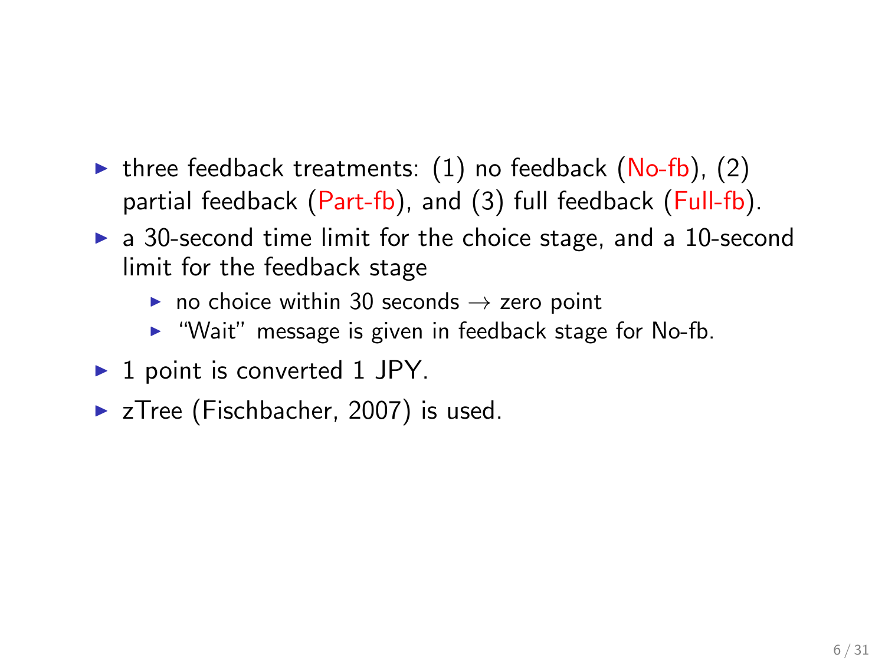- three feedback treatments: (1) no feedback (No-fb), (2) partial feedback (Part-fb), and (3) full feedback (Full-fb).
- a 30-second time limit for the choice stage, and a 10-second limit for the feedback stage
  - no choice within 30 seconds $\rightarrow$ zero point
  - "Wait" message is given in feedback stage for No-fb.
- 1 point is converted 1 JPY.
- zTree (Fischbacher, 2007) is used.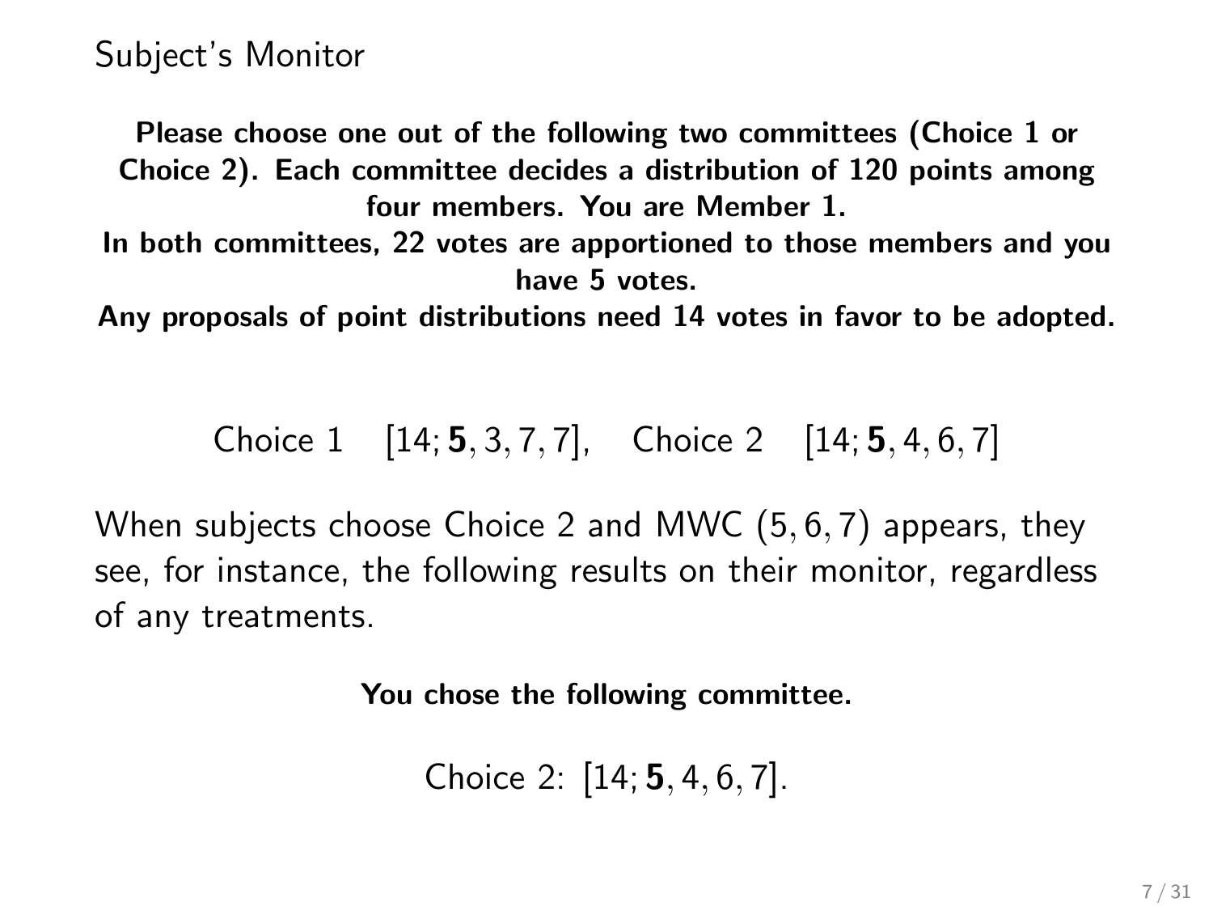## Subject's Monitor

**Please choose one out of the following two committees (Choice 1 or Choice 2). Each committee decides a distribution of 120 points among four members. You are Member 1.**
**In both committees, 22 votes are apportioned to those members and you have 5 votes.**
**Any proposals of point distributions need 14 votes in favor to be adopted.**

$$\text{Choice 1} \quad [14; \mathbf{5}, 3, 7, 7], \quad \text{Choice 2} \quad [14; \mathbf{5}, 4, 6, 7]$$

When subjects choose Choice 2 and MWC $(5, 6, 7)$ appears, they see, for instance, the following results on their monitor, regardless of any treatments.

**You chose the following committee.**

$$\text{Choice 2: } [14; \mathbf{5}, 4, 6, 7].$$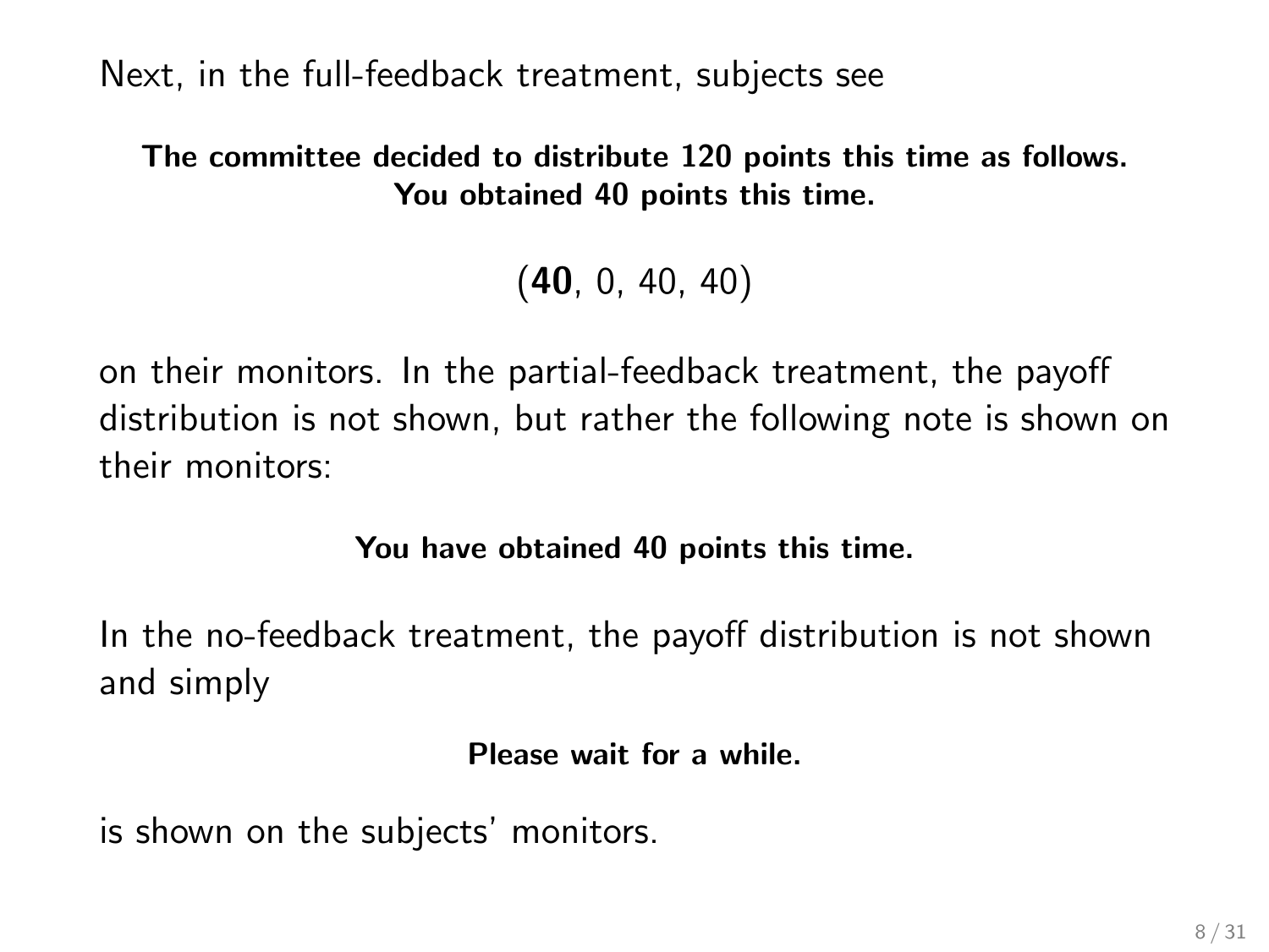Next, in the full-feedback treatment, subjects see

**The committee decided to distribute 120 points this time as follows.**
**You obtained 40 points this time.**

$$(\mathbf{40}, 0, 40, 40)$$

on their monitors. In the partial-feedback treatment, the payoff distribution is not shown, but rather the following note is shown on their monitors:

**You have obtained 40 points this time.**

In the no-feedback treatment, the payoff distribution is not shown and simply

**Please wait for a while.**

is shown on the subjects' monitors.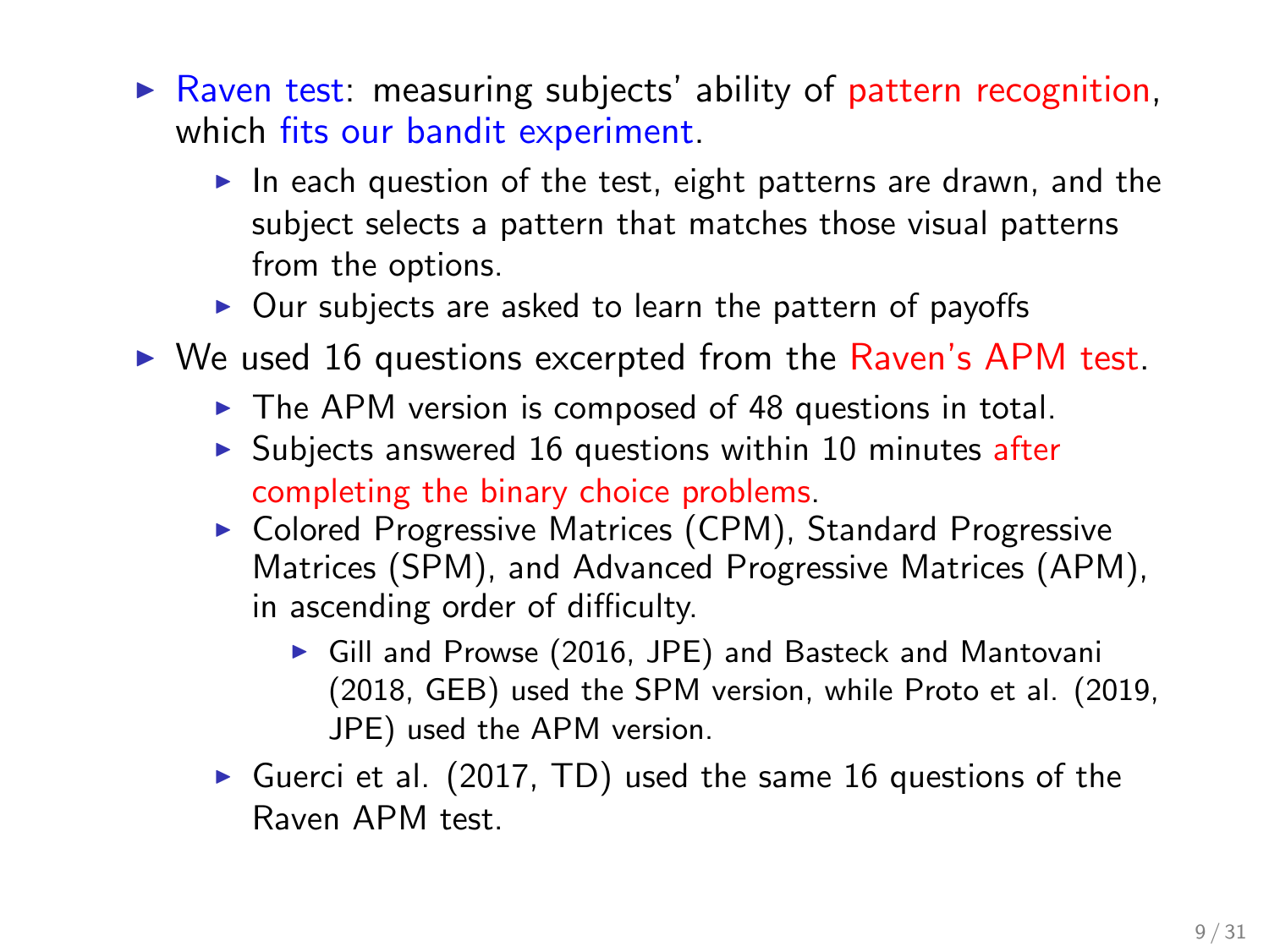- Raven test: measuring subjects' ability of pattern recognition, which fits our bandit experiment.
  - In each question of the test, eight patterns are drawn, and the subject selects a pattern that matches those visual patterns from the options.
  - Our subjects are asked to learn the pattern of payoffs
- We used 16 questions excerpted from the Raven's APM test.
  - The APM version is composed of 48 questions in total.
  - Subjects answered 16 questions within 10 minutes after completing the binary choice problems.
  - Colored Progressive Matrices (CPM), Standard Progressive Matrices (SPM), and Advanced Progressive Matrices (APM), in ascending order of difficulty.
    - Gill and Prowse (2016, JPE) and Basteck and Mantovani (2018, GEB) used the SPM version, while Proto et al. (2019, JPE) used the APM version.
  - Guerci et al. (2017, TD) used the same 16 questions of the Raven APM test.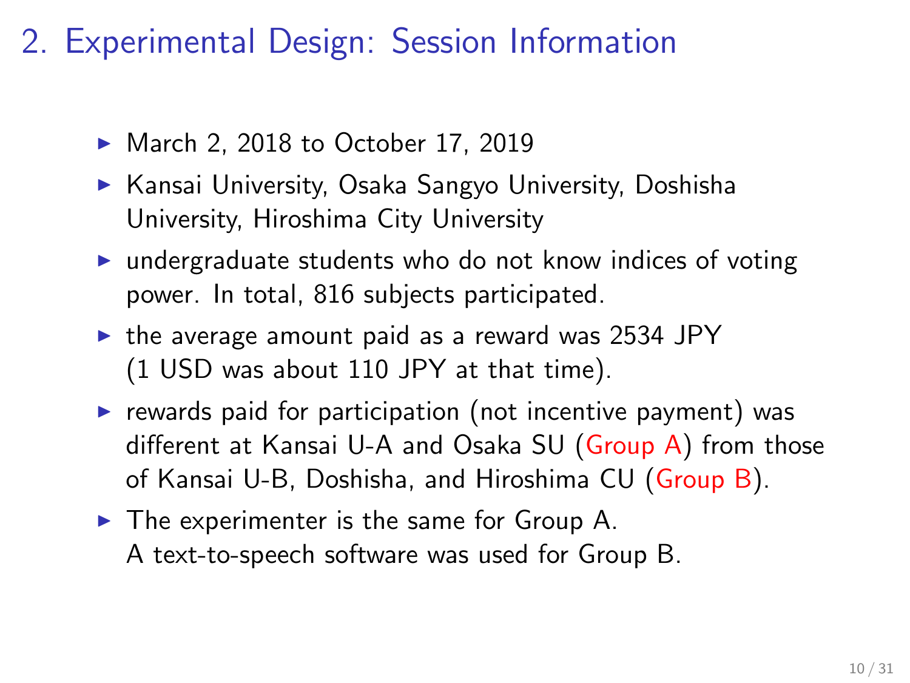## 2. Experimental Design: Session Information

- March 2, 2018 to October 17, 2019
- Kansai University, Osaka Sangyo University, Doshisha University, Hiroshima City University
- undergraduate students who do not know indices of voting power. In total, 816 subjects participated.
- the average amount paid as a reward was 2534 JPY (1 USD was about 110 JPY at that time).
- rewards paid for participation (not incentive payment) was different at Kansai U-A and Osaka SU (Group A) from those of Kansai U-B, Doshisha, and Hiroshima CU (Group B).
- The experimenter is the same for Group A.
  A text-to-speech software was used for Group B.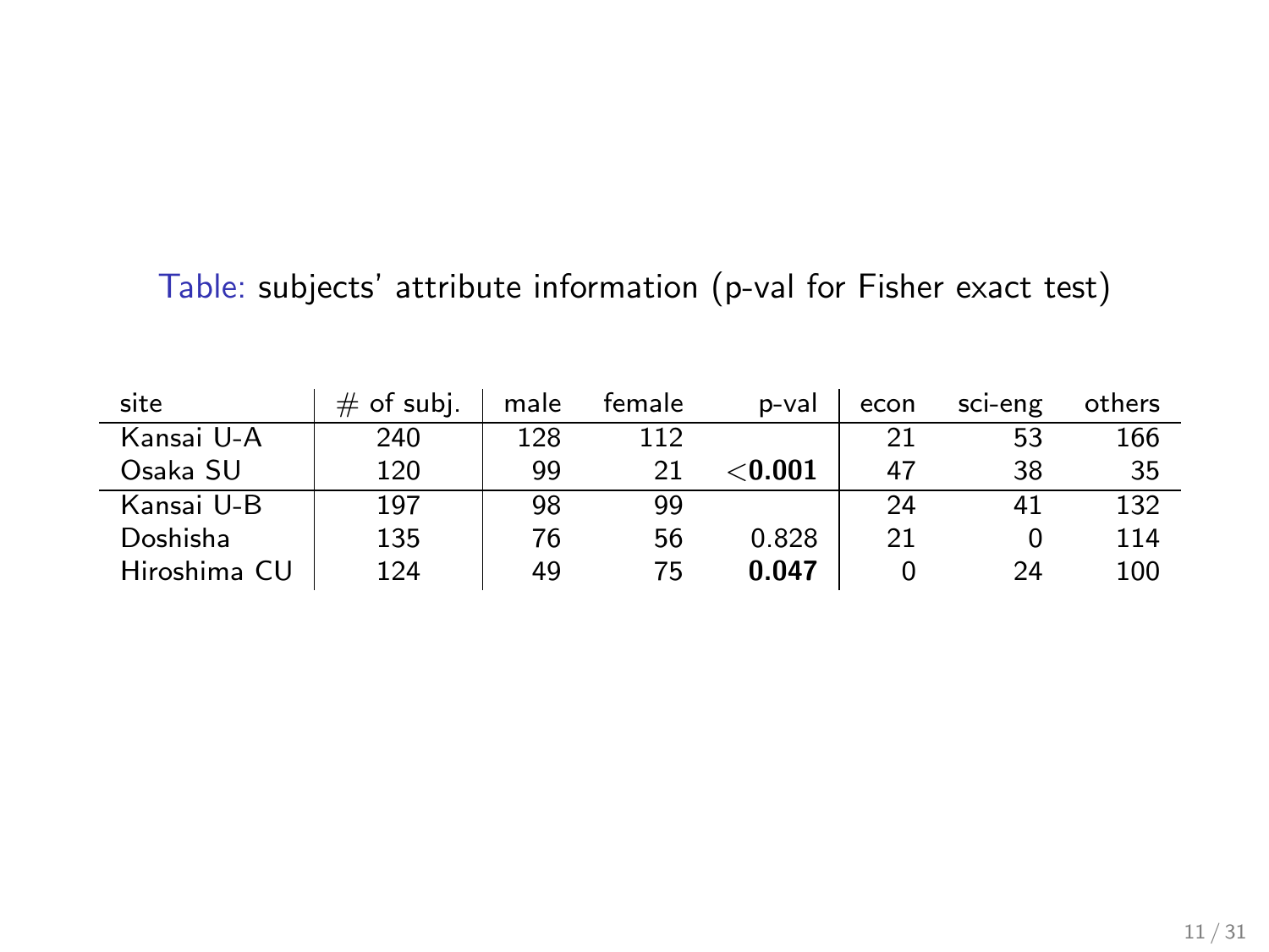Table: subjects' attribute information (p-val for Fisher exact test)

| site | # of subj. | male | female | p-val | econ | sci-eng | others |
|---|---|---|---|---|---|---|---|
| Kansai U-A | 240 | 128 | 112 | | 21 | 53 | 166 |
| Osaka SU | 120 | 99 | 21 | **<0.001** | 47 | 38 | 35 |
| Kansai U-B | 197 | 98 | 99 | | 24 | 41 | 132 |
| Doshisha | 135 | 76 | 56 | 0.828 | 21 | 0 | 114 |
| Hiroshima CU | 124 | 49 | 75 | **0.047** | 0 | 24 | 100 |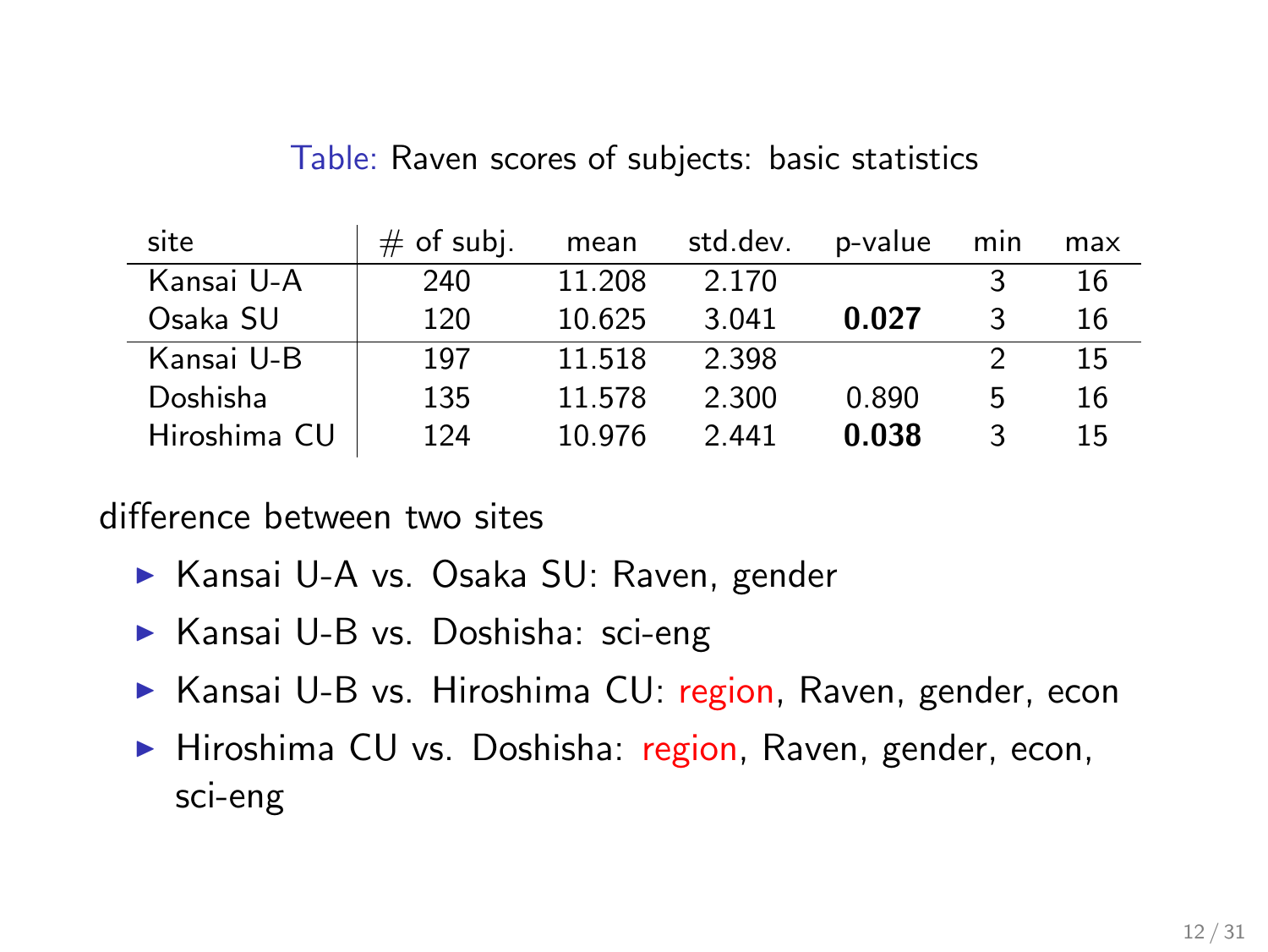Table: Raven scores of subjects: basic statistics

| site | # of subj. | mean | std.dev. | p-value | min | max |
|---|---|---|---|---|---|---|
| Kansai U-A | 240 | 11.208 | 2.170 | | 3 | 16 |
| Osaka SU | 120 | 10.625 | 3.041 | **0.027** | 3 | 16 |
| Kansai U-B | 197 | 11.518 | 2.398 | | 2 | 15 |
| Doshisha | 135 | 11.578 | 2.300 | 0.890 | 5 | 16 |
| Hiroshima CU | 124 | 10.976 | 2.441 | **0.038** | 3 | 15 |

difference between two sites

- Kansai U-A vs. Osaka SU: Raven, gender
- Kansai U-B vs. Doshisha: sci-eng
- Kansai U-B vs. Hiroshima CU: region, Raven, gender, econ
- Hiroshima CU vs. Doshisha: region, Raven, gender, econ, sci-eng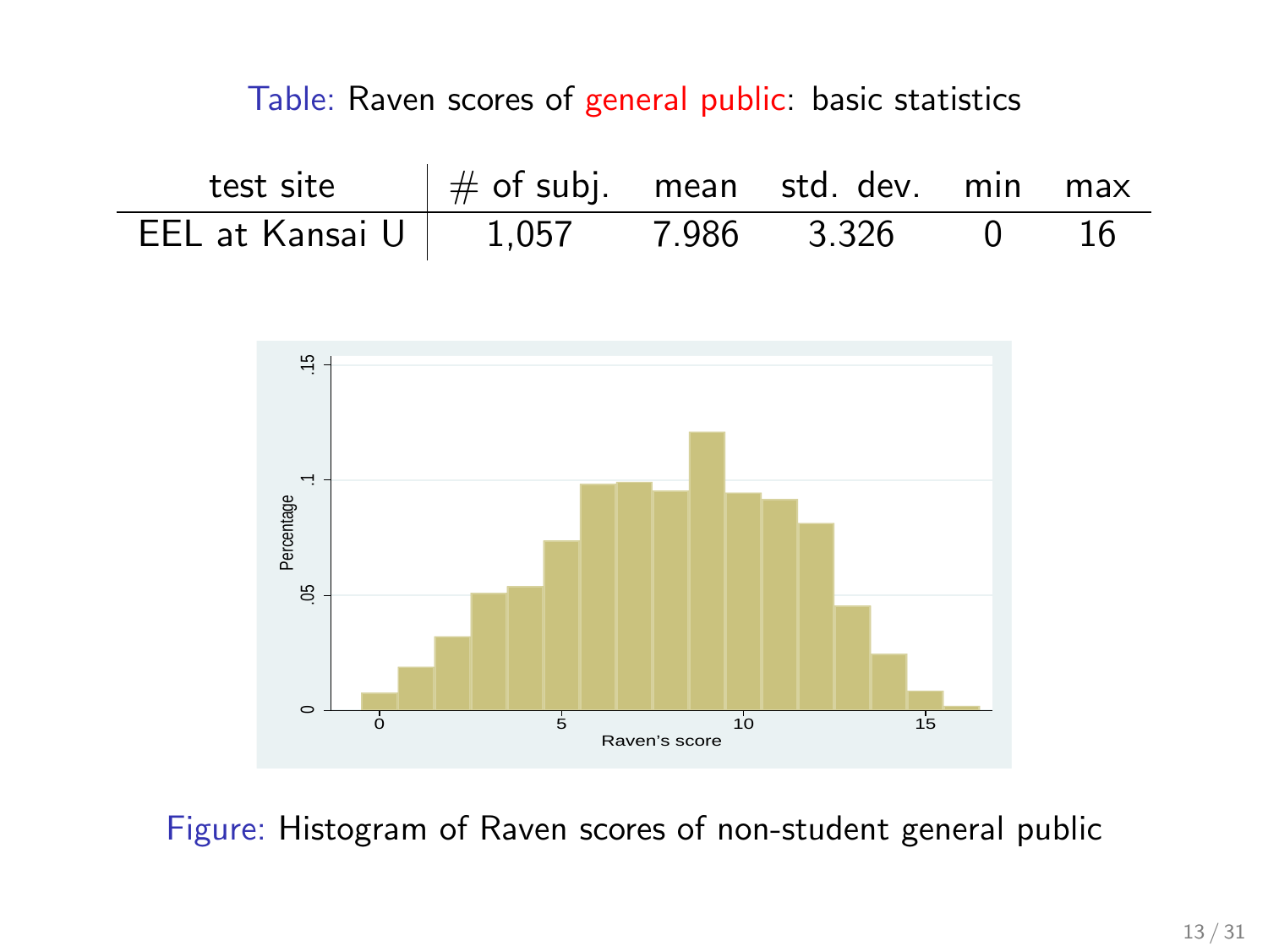Table: Raven scores of general public: basic statistics

| test site | # of subj. | mean | std. dev. | min | max |
|---|---|---|---|---|---|
| EEL at Kansai U | 1,057 | 7.986 | 3.326 | 0 | 16 |

Figure: Histogram of Raven scores of non-student general public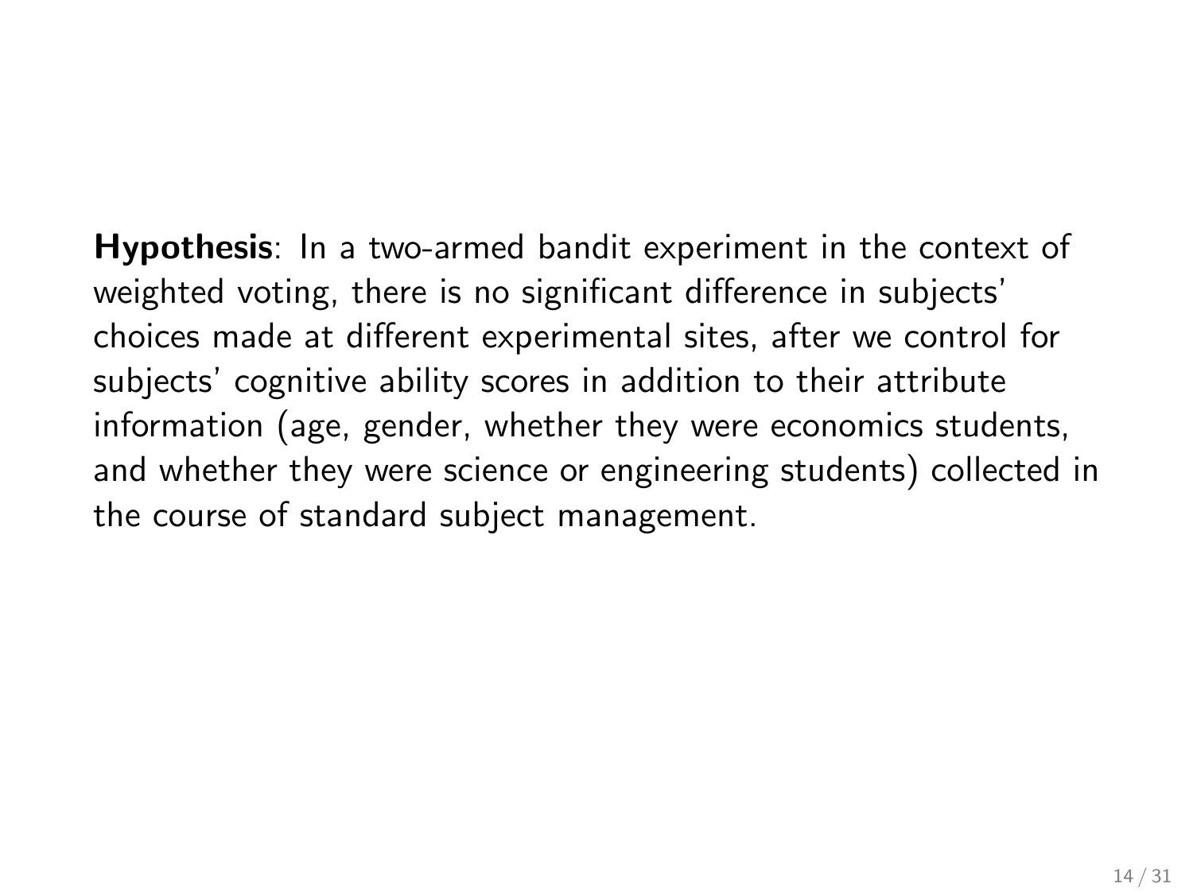**Hypothesis**: In a two-armed bandit experiment in the context of weighted voting, there is no significant difference in subjects' choices made at different experimental sites, after we control for subjects' cognitive ability scores in addition to their attribute information (age, gender, whether they were economics students, and whether they were science or engineering students) collected in the course of standard subject management.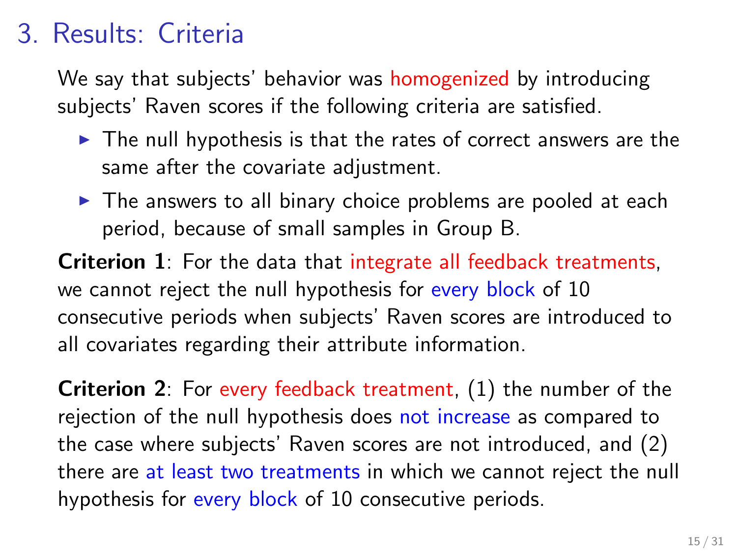# 3. Results: Criteria

We say that subjects' behavior was homogenized by introducing subjects' Raven scores if the following criteria are satisfied.

- The null hypothesis is that the rates of correct answers are the same after the covariate adjustment.
- The answers to all binary choice problems are pooled at each period, because of small samples in Group B.

**Criterion 1**: For the data that integrate all feedback treatments, we cannot reject the null hypothesis for every block of 10 consecutive periods when subjects' Raven scores are introduced to all covariates regarding their attribute information.

**Criterion 2**: For every feedback treatment, (1) the number of the rejection of the null hypothesis does not increase as compared to the case where subjects' Raven scores are not introduced, and (2) there are at least two treatments in which we cannot reject the null hypothesis for every block of 10 consecutive periods.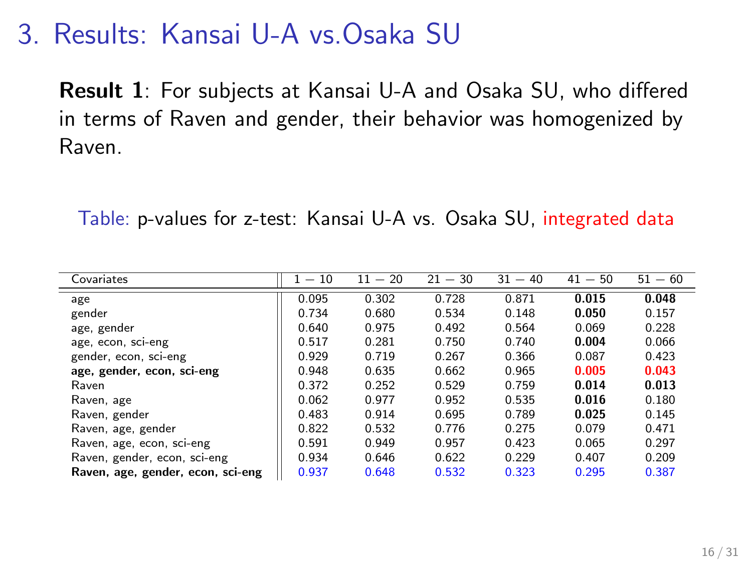# 3. Results: Kansai U-A vs.Osaka SU

**Result 1**: For subjects at Kansai U-A and Osaka SU, who differed in terms of Raven and gender, their behavior was homogenized by Raven.

Table: p-values for z-test: Kansai U-A vs. Osaka SU, integrated data

| Covariates | 1 − 10 | 11 − 20 | 21 − 30 | 31 − 40 | 41 − 50 | 51 − 60 |
|---|---|---|---|---|---|---|
| age | 0.095 | 0.302 | 0.728 | 0.871 | **0.015** | **0.048** |
| gender | 0.734 | 0.680 | 0.534 | 0.148 | **0.050** | 0.157 |
| age, gender | 0.640 | 0.975 | 0.492 | 0.564 | 0.069 | 0.228 |
| age, econ, sci-eng | 0.517 | 0.281 | 0.750 | 0.740 | **0.004** | 0.066 |
| gender, econ, sci-eng | 0.929 | 0.719 | 0.267 | 0.366 | 0.087 | 0.423 |
| **age, gender, econ, sci-eng** | 0.948 | 0.635 | 0.662 | 0.965 | **0.005** | **0.043** |
| Raven | 0.372 | 0.252 | 0.529 | 0.759 | **0.014** | **0.013** |
| Raven, age | 0.062 | 0.977 | 0.952 | 0.535 | **0.016** | 0.180 |
| Raven, gender | 0.483 | 0.914 | 0.695 | 0.789 | **0.025** | 0.145 |
| Raven, age, gender | 0.822 | 0.532 | 0.776 | 0.275 | 0.079 | 0.471 |
| Raven, age, econ, sci-eng | 0.591 | 0.949 | 0.957 | 0.423 | 0.065 | 0.297 |
| Raven, gender, econ, sci-eng | 0.934 | 0.646 | 0.622 | 0.229 | 0.407 | 0.209 |
| **Raven, age, gender, econ, sci-eng** | 0.937 | 0.648 | 0.532 | 0.323 | 0.295 | 0.387 |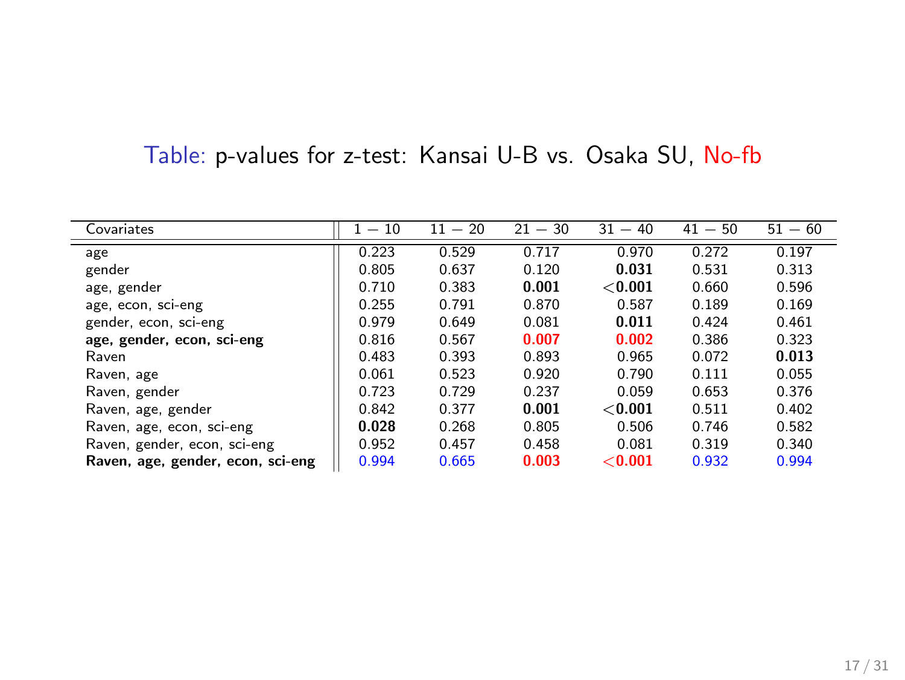Table: p-values for z-test: Kansai U-B vs. Osaka SU, No-fb

| Covariates | 1 − 10 | 11 − 20 | 21 − 30 | 31 − 40 | 41 − 50 | 51 − 60 |
|---|---|---|---|---|---|---|
| age | 0.223 | 0.529 | 0.717 | 0.970 | 0.272 | 0.197 |
| gender | 0.805 | 0.637 | 0.120 | **0.031** | 0.531 | 0.313 |
| age, gender | 0.710 | 0.383 | **0.001** | <**0.001** | 0.660 | 0.596 |
| age, econ, sci-eng | 0.255 | 0.791 | 0.870 | 0.587 | 0.189 | 0.169 |
| gender, econ, sci-eng | 0.979 | 0.649 | 0.081 | **0.011** | 0.424 | 0.461 |
| **age, gender, econ, sci-eng** | 0.816 | 0.567 | **0.007** | **0.002** | 0.386 | 0.323 |
| Raven | 0.483 | 0.393 | 0.893 | 0.965 | 0.072 | **0.013** |
| Raven, age | 0.061 | 0.523 | 0.920 | 0.790 | 0.111 | 0.055 |
| Raven, gender | 0.723 | 0.729 | 0.237 | 0.059 | 0.653 | 0.376 |
| Raven, age, gender | 0.842 | 0.377 | **0.001** | <**0.001** | 0.511 | 0.402 |
| Raven, age, econ, sci-eng | **0.028** | 0.268 | 0.805 | 0.506 | 0.746 | 0.582 |
| Raven, gender, econ, sci-eng | 0.952 | 0.457 | 0.458 | 0.081 | 0.319 | 0.340 |
| **Raven, age, gender, econ, sci-eng** | 0.994 | 0.665 | **0.003** | <**0.001** | 0.932 | 0.994 |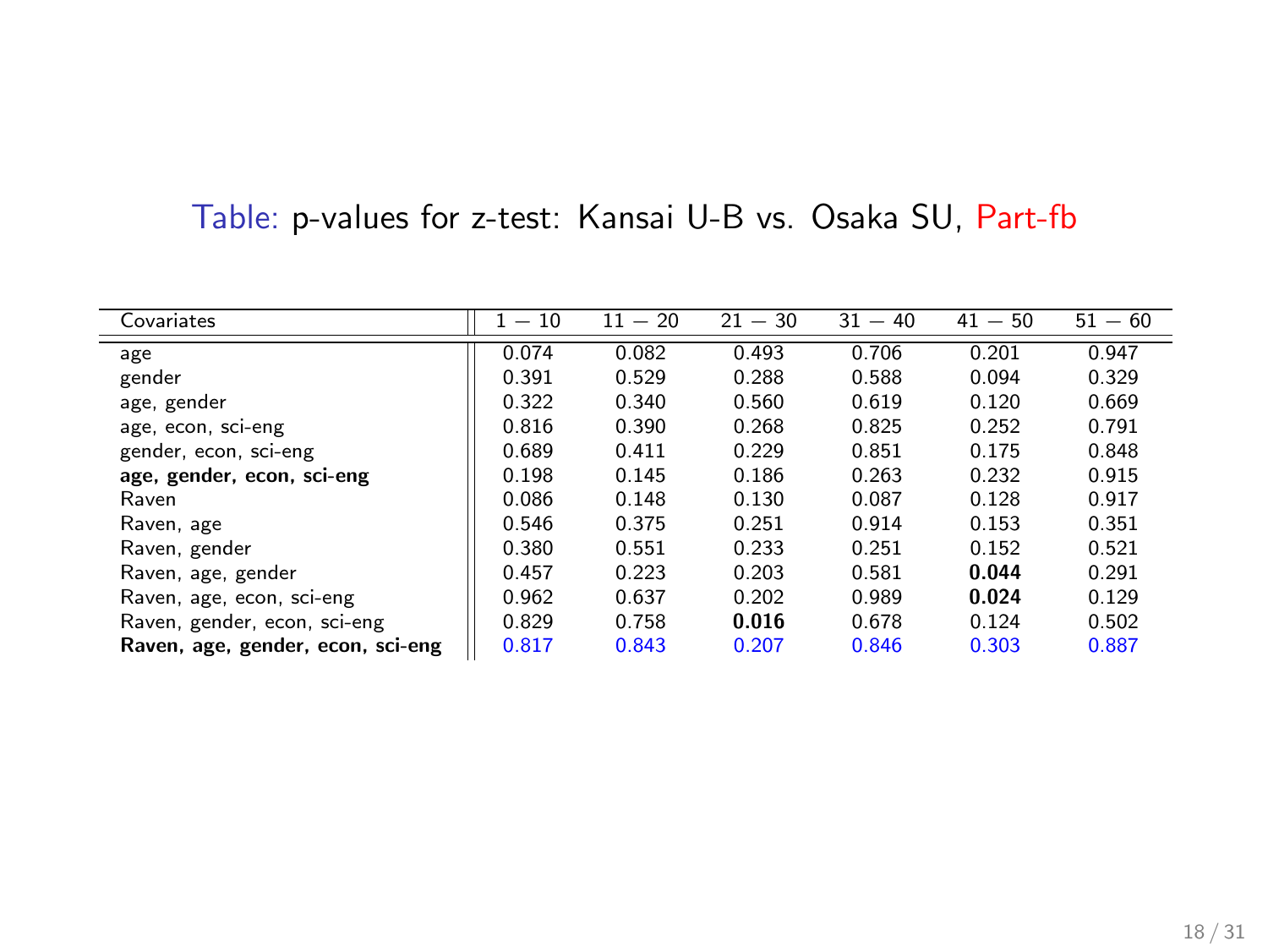Table: p-values for z-test: Kansai U-B vs. Osaka SU, Part-fb

| Covariates | $1-10$ | $11-20$ | $21-30$ | $31-40$ | $41-50$ | $51-60$ |
|---|---|---|---|---|---|---|
| age | 0.074 | 0.082 | 0.493 | 0.706 | 0.201 | 0.947 |
| gender | 0.391 | 0.529 | 0.288 | 0.588 | 0.094 | 0.329 |
| age, gender | 0.322 | 0.340 | 0.560 | 0.619 | 0.120 | 0.669 |
| age, econ, sci-eng | 0.816 | 0.390 | 0.268 | 0.825 | 0.252 | 0.791 |
| gender, econ, sci-eng | 0.689 | 0.411 | 0.229 | 0.851 | 0.175 | 0.848 |
| **age, gender, econ, sci-eng** | 0.198 | 0.145 | 0.186 | 0.263 | 0.232 | 0.915 |
| Raven | 0.086 | 0.148 | 0.130 | 0.087 | 0.128 | 0.917 |
| Raven, age | 0.546 | 0.375 | 0.251 | 0.914 | 0.153 | 0.351 |
| Raven, gender | 0.380 | 0.551 | 0.233 | 0.251 | 0.152 | 0.521 |
| Raven, age, gender | 0.457 | 0.223 | 0.203 | 0.581 | **0.044** | 0.291 |
| Raven, age, econ, sci-eng | 0.962 | 0.637 | 0.202 | 0.989 | **0.024** | 0.129 |
| Raven, gender, econ, sci-eng | 0.829 | 0.758 | **0.016** | 0.678 | 0.124 | 0.502 |
| **Raven, age, gender, econ, sci-eng** | 0.817 | 0.843 | 0.207 | 0.846 | 0.303 | 0.887 |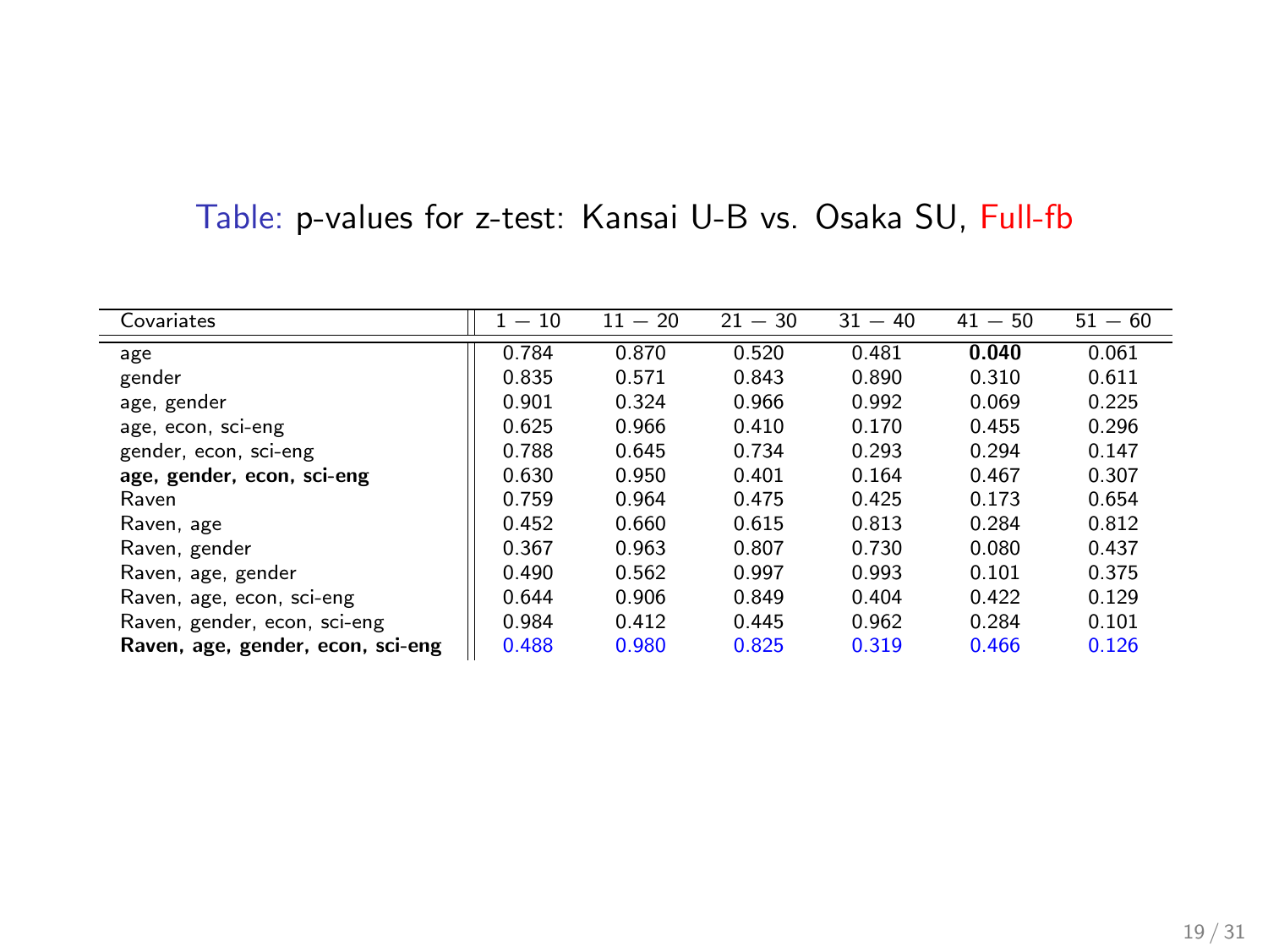Table: p-values for z-test: Kansai U-B vs. Osaka SU, Full-fb

| Covariates | $1-10$ | $11-20$ | $21-30$ | $31-40$ | $41-50$ | $51-60$ |
|---|---|---|---|---|---|---|
| age | 0.784 | 0.870 | 0.520 | 0.481 | **0.040** | 0.061 |
| gender | 0.835 | 0.571 | 0.843 | 0.890 | 0.310 | 0.611 |
| age, gender | 0.901 | 0.324 | 0.966 | 0.992 | 0.069 | 0.225 |
| age, econ, sci-eng | 0.625 | 0.966 | 0.410 | 0.170 | 0.455 | 0.296 |
| gender, econ, sci-eng | 0.788 | 0.645 | 0.734 | 0.293 | 0.294 | 0.147 |
| **age, gender, econ, sci-eng** | 0.630 | 0.950 | 0.401 | 0.164 | 0.467 | 0.307 |
| Raven | 0.759 | 0.964 | 0.475 | 0.425 | 0.173 | 0.654 |
| Raven, age | 0.452 | 0.660 | 0.615 | 0.813 | 0.284 | 0.812 |
| Raven, gender | 0.367 | 0.963 | 0.807 | 0.730 | 0.080 | 0.437 |
| Raven, age, gender | 0.490 | 0.562 | 0.997 | 0.993 | 0.101 | 0.375 |
| Raven, age, econ, sci-eng | 0.644 | 0.906 | 0.849 | 0.404 | 0.422 | 0.129 |
| Raven, gender, econ, sci-eng | 0.984 | 0.412 | 0.445 | 0.962 | 0.284 | 0.101 |
| **Raven, age, gender, econ, sci-eng** | 0.488 | 0.980 | 0.825 | 0.319 | 0.466 | 0.126 |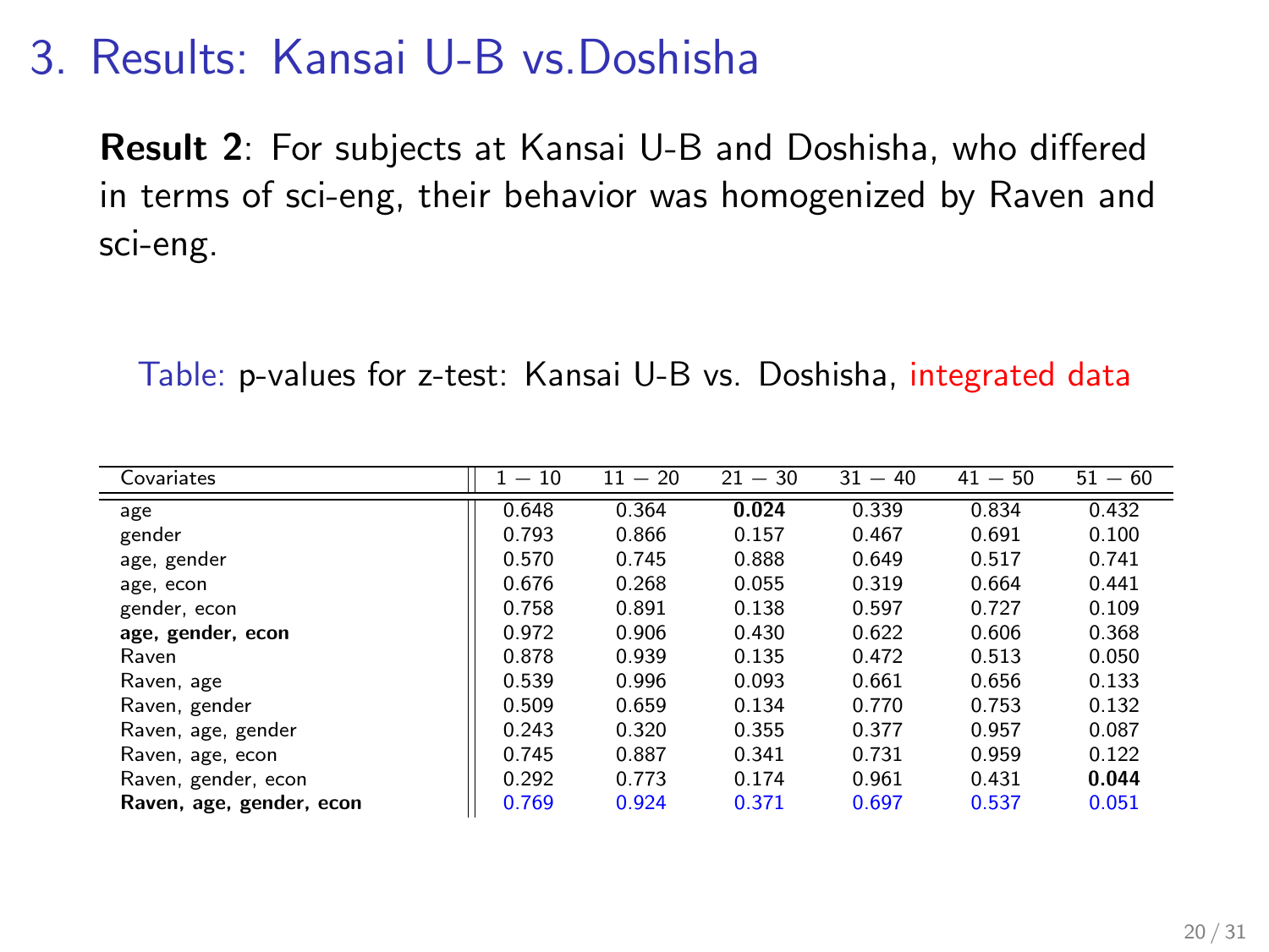# 3. Results: Kansai U-B vs.Doshisha

**Result 2**: For subjects at Kansai U-B and Doshisha, who differed in terms of sci-eng, their behavior was homogenized by Raven and sci-eng.

Table: p-values for z-test: Kansai U-B vs. Doshisha, integrated data

| Covariates | $1-10$ | $11-20$ | $21-30$ | $31-40$ | $41-50$ | $51-60$ |
|---|---|---|---|---|---|---|
| age | 0.648 | 0.364 | **0.024** | 0.339 | 0.834 | 0.432 |
| gender | 0.793 | 0.866 | 0.157 | 0.467 | 0.691 | 0.100 |
| age, gender | 0.570 | 0.745 | 0.888 | 0.649 | 0.517 | 0.741 |
| age, econ | 0.676 | 0.268 | 0.055 | 0.319 | 0.664 | 0.441 |
| gender, econ | 0.758 | 0.891 | 0.138 | 0.597 | 0.727 | 0.109 |
| **age, gender, econ** | 0.972 | 0.906 | 0.430 | 0.622 | 0.606 | 0.368 |
| Raven | 0.878 | 0.939 | 0.135 | 0.472 | 0.513 | 0.050 |
| Raven, age | 0.539 | 0.996 | 0.093 | 0.661 | 0.656 | 0.133 |
| Raven, gender | 0.509 | 0.659 | 0.134 | 0.770 | 0.753 | 0.132 |
| Raven, age, gender | 0.243 | 0.320 | 0.355 | 0.377 | 0.957 | 0.087 |
| Raven, age, econ | 0.745 | 0.887 | 0.341 | 0.731 | 0.959 | 0.122 |
| Raven, gender, econ | 0.292 | 0.773 | 0.174 | 0.961 | 0.431 | **0.044** |
| **Raven, age, gender, econ** | 0.769 | 0.924 | 0.371 | 0.697 | 0.537 | 0.051 |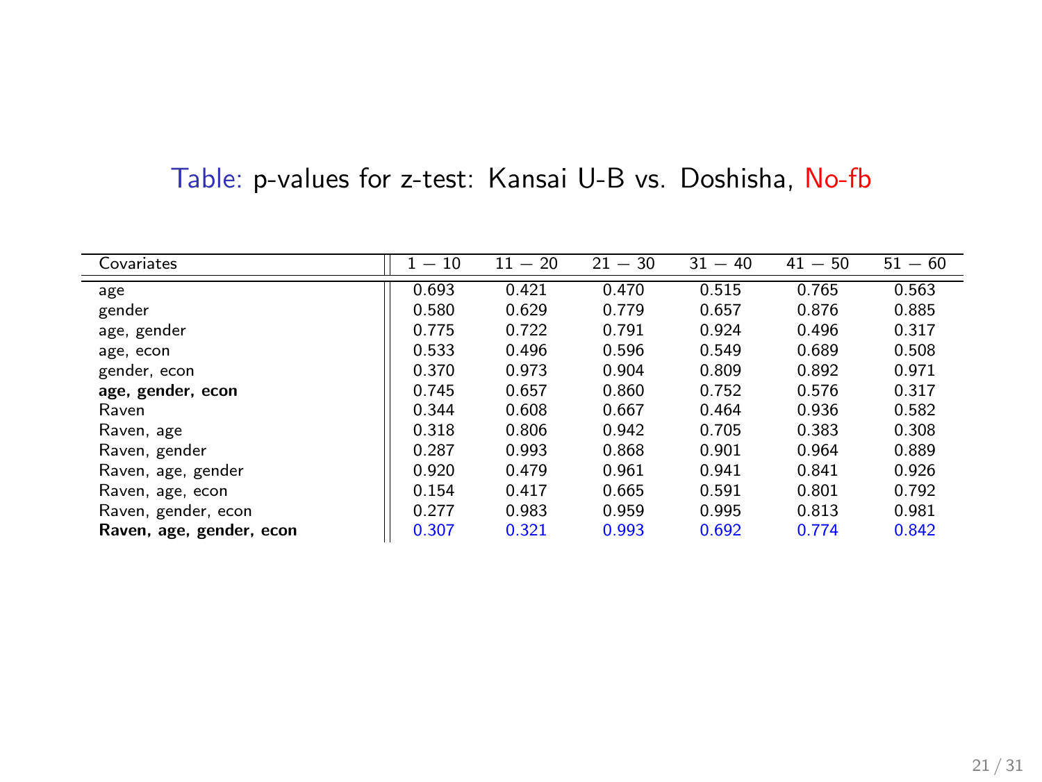Table: p-values for z-test: Kansai U-B vs. Doshisha, No-fb

| Covariates | $1-10$ | $11-20$ | $21-30$ | $31-40$ | $41-50$ | $51-60$ |
|---|---|---|---|---|---|---|
| age | 0.693 | 0.421 | 0.470 | 0.515 | 0.765 | 0.563 |
| gender | 0.580 | 0.629 | 0.779 | 0.657 | 0.876 | 0.885 |
| age, gender | 0.775 | 0.722 | 0.791 | 0.924 | 0.496 | 0.317 |
| age, econ | 0.533 | 0.496 | 0.596 | 0.549 | 0.689 | 0.508 |
| gender, econ | 0.370 | 0.973 | 0.904 | 0.809 | 0.892 | 0.971 |
| **age, gender, econ** | 0.745 | 0.657 | 0.860 | 0.752 | 0.576 | 0.317 |
| Raven | 0.344 | 0.608 | 0.667 | 0.464 | 0.936 | 0.582 |
| Raven, age | 0.318 | 0.806 | 0.942 | 0.705 | 0.383 | 0.308 |
| Raven, gender | 0.287 | 0.993 | 0.868 | 0.901 | 0.964 | 0.889 |
| Raven, age, gender | 0.920 | 0.479 | 0.961 | 0.941 | 0.841 | 0.926 |
| Raven, age, econ | 0.154 | 0.417 | 0.665 | 0.591 | 0.801 | 0.792 |
| Raven, gender, econ | 0.277 | 0.983 | 0.959 | 0.995 | 0.813 | 0.981 |
| **Raven, age, gender, econ** | 0.307 | 0.321 | 0.993 | 0.692 | 0.774 | 0.842 |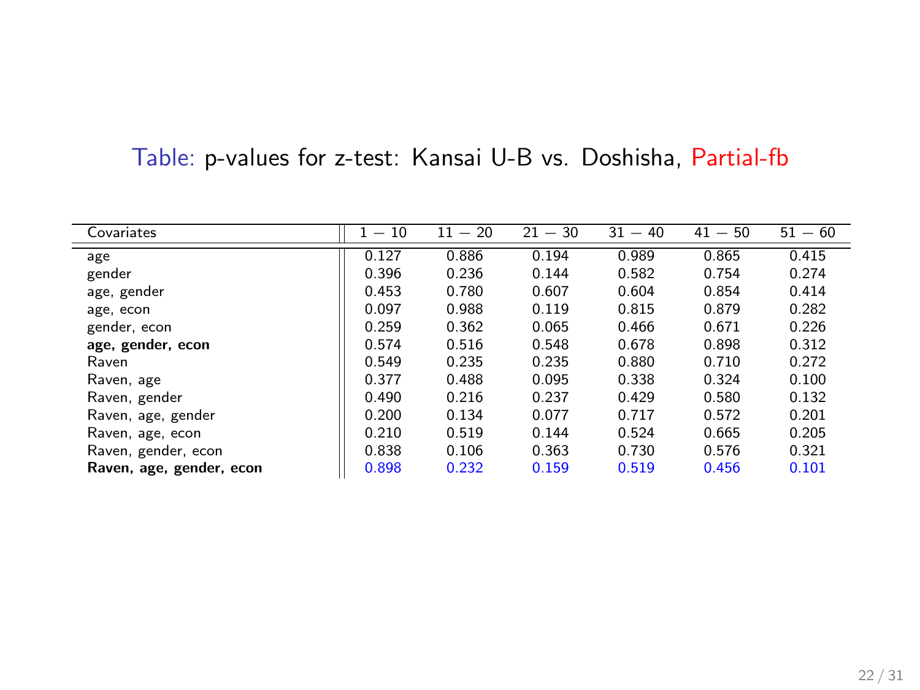Table: p-values for z-test: Kansai U-B vs. Doshisha, Partial-fb

| Covariates | $1-10$ | $11-20$ | $21-30$ | $31-40$ | $41-50$ | $51-60$ |
|---|---|---|---|---|---|---|
| age | 0.127 | 0.886 | 0.194 | 0.989 | 0.865 | 0.415 |
| gender | 0.396 | 0.236 | 0.144 | 0.582 | 0.754 | 0.274 |
| age, gender | 0.453 | 0.780 | 0.607 | 0.604 | 0.854 | 0.414 |
| age, econ | 0.097 | 0.988 | 0.119 | 0.815 | 0.879 | 0.282 |
| gender, econ | 0.259 | 0.362 | 0.065 | 0.466 | 0.671 | 0.226 |
| **age, gender, econ** | 0.574 | 0.516 | 0.548 | 0.678 | 0.898 | 0.312 |
| Raven | 0.549 | 0.235 | 0.235 | 0.880 | 0.710 | 0.272 |
| Raven, age | 0.377 | 0.488 | 0.095 | 0.338 | 0.324 | 0.100 |
| Raven, gender | 0.490 | 0.216 | 0.237 | 0.429 | 0.580 | 0.132 |
| Raven, age, gender | 0.200 | 0.134 | 0.077 | 0.717 | 0.572 | 0.201 |
| Raven, age, econ | 0.210 | 0.519 | 0.144 | 0.524 | 0.665 | 0.205 |
| Raven, gender, econ | 0.838 | 0.106 | 0.363 | 0.730 | 0.576 | 0.321 |
| **Raven, age, gender, econ** | 0.898 | 0.232 | 0.159 | 0.519 | 0.456 | 0.101 |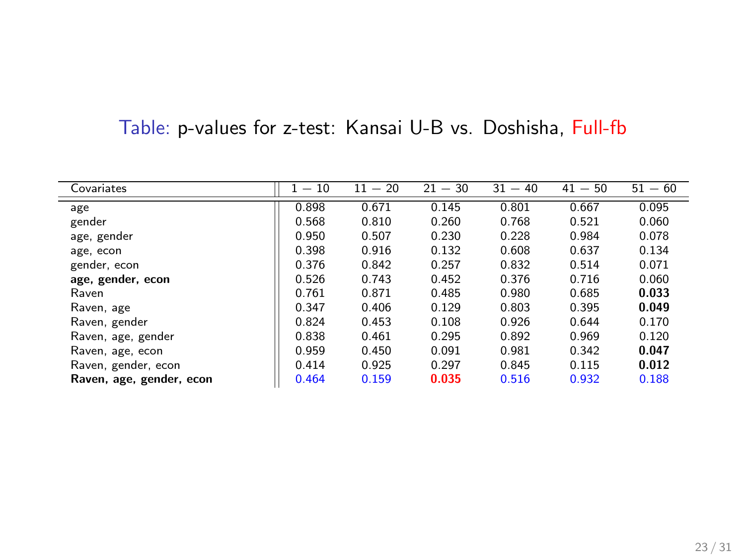Table: p-values for z-test: Kansai U-B vs. Doshisha, Full-fb

| Covariates | 1 − 10 | 11 − 20 | 21 − 30 | 31 − 40 | 41 − 50 | 51 − 60 |
|---|---|---|---|---|---|---|
| age | 0.898 | 0.671 | 0.145 | 0.801 | 0.667 | 0.095 |
| gender | 0.568 | 0.810 | 0.260 | 0.768 | 0.521 | 0.060 |
| age, gender | 0.950 | 0.507 | 0.230 | 0.228 | 0.984 | 0.078 |
| age, econ | 0.398 | 0.916 | 0.132 | 0.608 | 0.637 | 0.134 |
| gender, econ | 0.376 | 0.842 | 0.257 | 0.832 | 0.514 | 0.071 |
| **age, gender, econ** | 0.526 | 0.743 | 0.452 | 0.376 | 0.716 | 0.060 |
| Raven | 0.761 | 0.871 | 0.485 | 0.980 | 0.685 | **0.033** |
| Raven, age | 0.347 | 0.406 | 0.129 | 0.803 | 0.395 | **0.049** |
| Raven, gender | 0.824 | 0.453 | 0.108 | 0.926 | 0.644 | 0.170 |
| Raven, age, gender | 0.838 | 0.461 | 0.295 | 0.892 | 0.969 | 0.120 |
| Raven, age, econ | 0.959 | 0.450 | 0.091 | 0.981 | 0.342 | **0.047** |
| Raven, gender, econ | 0.414 | 0.925 | 0.297 | 0.845 | 0.115 | **0.012** |
| **Raven, age, gender, econ** | 0.464 | 0.159 | **0.035** | 0.516 | 0.932 | 0.188 |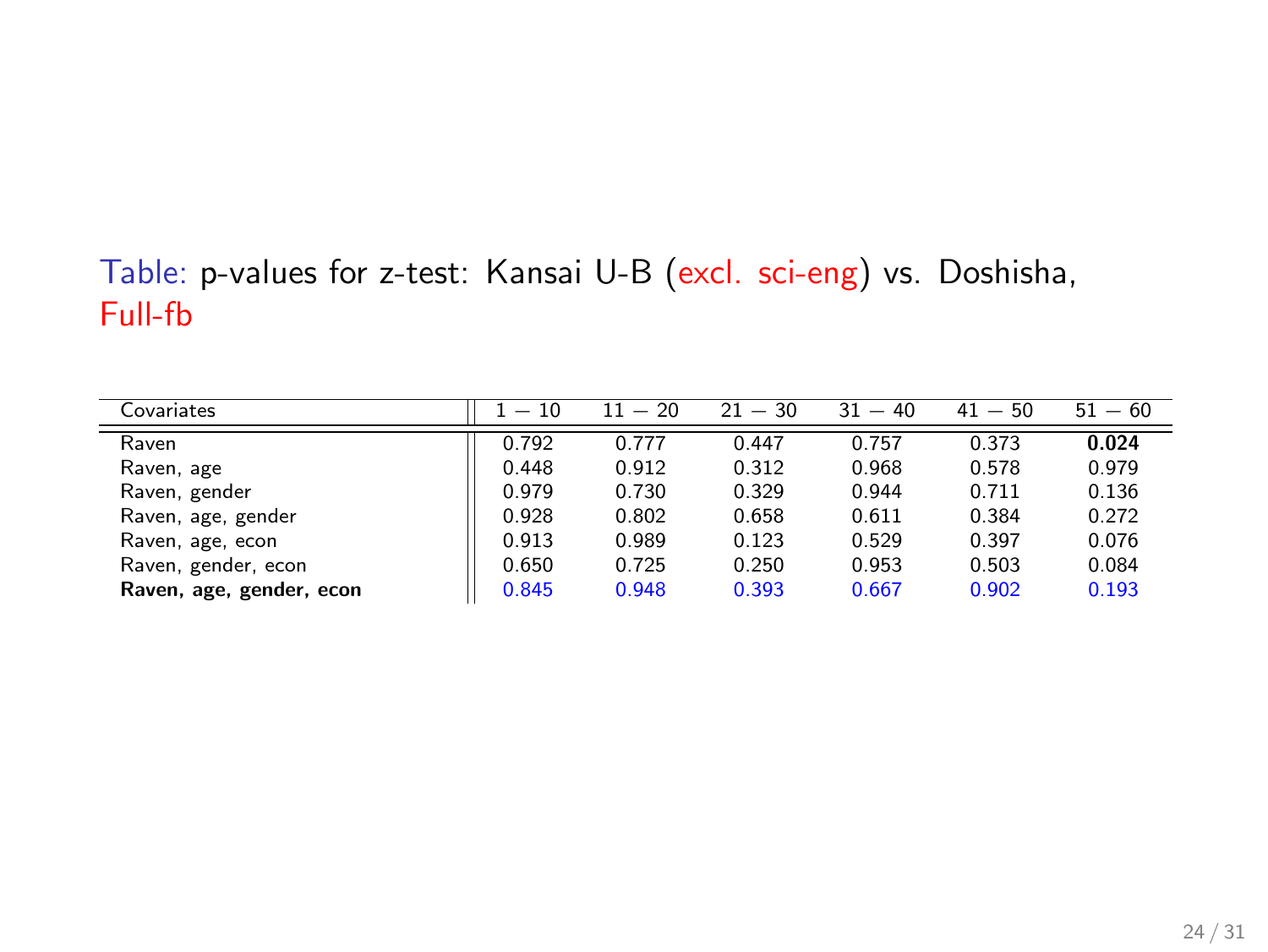Table: p-values for z-test: Kansai U-B (excl. sci-eng) vs. Doshisha, Full-fb

| Covariates | 1 — 10 | 11 — 20 | 21 — 30 | 31 — 40 | 41 — 50 | 51 — 60 |
|---|---|---|---|---|---|---|
| Raven | 0.792 | 0.777 | 0.447 | 0.757 | 0.373 | **0.024** |
| Raven, age | 0.448 | 0.912 | 0.312 | 0.968 | 0.578 | 0.979 |
| Raven, gender | 0.979 | 0.730 | 0.329 | 0.944 | 0.711 | 0.136 |
| Raven, age, gender | 0.928 | 0.802 | 0.658 | 0.611 | 0.384 | 0.272 |
| Raven, age, econ | 0.913 | 0.989 | 0.123 | 0.529 | 0.397 | 0.076 |
| Raven, gender, econ | 0.650 | 0.725 | 0.250 | 0.953 | 0.503 | 0.084 |
| **Raven, age, gender, econ** | 0.845 | 0.948 | 0.393 | 0.667 | 0.902 | 0.193 |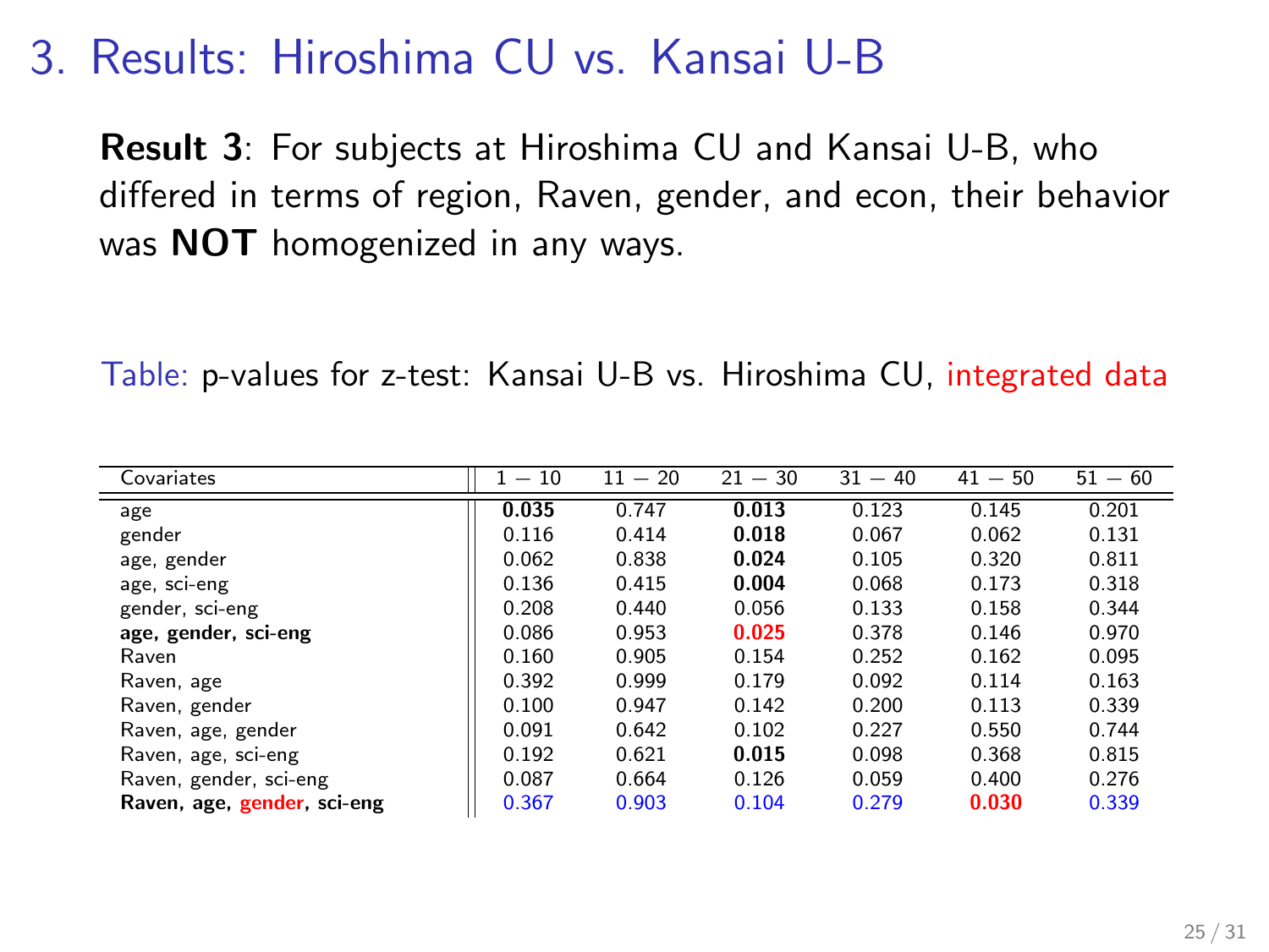# 3. Results: Hiroshima CU vs. Kansai U-B

**Result 3**: For subjects at Hiroshima CU and Kansai U-B, who differed in terms of region, Raven, gender, and econ, their behavior was **NOT** homogenized in any ways.

Table: p-values for z-test: Kansai U-B vs. Hiroshima CU, integrated data

| Covariates | 1 − 10 | 11 − 20 | 21 − 30 | 31 − 40 | 41 − 50 | 51 − 60 |
|---|---|---|---|---|---|---|
| age | **0.035** | 0.747 | **0.013** | 0.123 | 0.145 | 0.201 |
| gender | 0.116 | 0.414 | **0.018** | 0.067 | 0.062 | 0.131 |
| age, gender | 0.062 | 0.838 | **0.024** | 0.105 | 0.320 | 0.811 |
| age, sci-eng | 0.136 | 0.415 | **0.004** | 0.068 | 0.173 | 0.318 |
| gender, sci-eng | 0.208 | 0.440 | 0.056 | 0.133 | 0.158 | 0.344 |
| **age, gender, sci-eng** | 0.086 | 0.953 | **0.025** | 0.378 | 0.146 | 0.970 |
| Raven | 0.160 | 0.905 | 0.154 | 0.252 | 0.162 | 0.095 |
| Raven, age | 0.392 | 0.999 | 0.179 | 0.092 | 0.114 | 0.163 |
| Raven, gender | 0.100 | 0.947 | 0.142 | 0.200 | 0.113 | 0.339 |
| Raven, age, gender | 0.091 | 0.642 | 0.102 | 0.227 | 0.550 | 0.744 |
| Raven, age, sci-eng | 0.192 | 0.621 | **0.015** | 0.098 | 0.368 | 0.815 |
| Raven, gender, sci-eng | 0.087 | 0.664 | 0.126 | 0.059 | 0.400 | 0.276 |
| **Raven, age, gender, sci-eng** | 0.367 | 0.903 | 0.104 | 0.279 | **0.030** | 0.339 |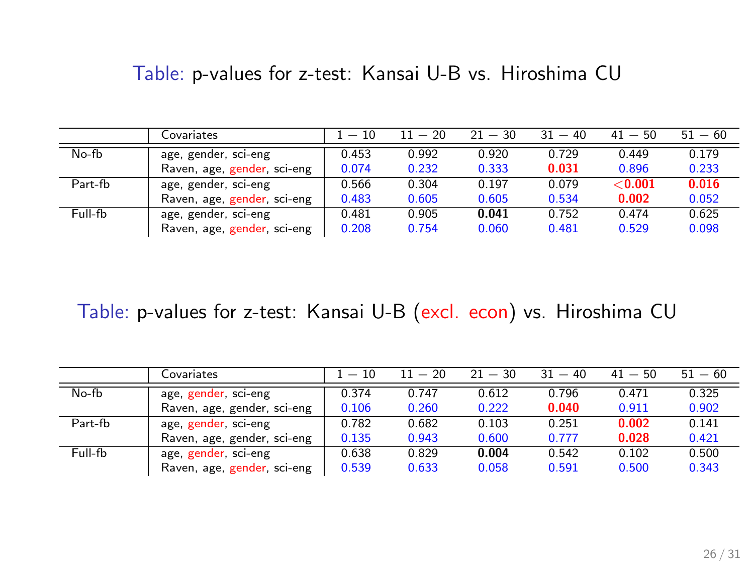Table: p-values for z-test: Kansai U-B vs. Hiroshima CU

| | Covariates | 1 − 10 | 11 − 20 | 21 − 30 | 31 − 40 | 41 − 50 | 51 − 60 |
|---|---|---|---|---|---|---|---|
| No-fb | age, gender, sci-eng | 0.453 | 0.992 | 0.920 | 0.729 | 0.449 | 0.179 |
| | Raven, age, gender, sci-eng | 0.074 | 0.232 | 0.333 | **0.031** | 0.896 | 0.233 |
| Part-fb | age, gender, sci-eng | 0.566 | 0.304 | 0.197 | 0.079 | **<0.001** | **0.016** |
| | Raven, age, gender, sci-eng | 0.483 | 0.605 | 0.605 | 0.534 | **0.002** | 0.052 |
| Full-fb | age, gender, sci-eng | 0.481 | 0.905 | **0.041** | 0.752 | 0.474 | 0.625 |
| | Raven, age, gender, sci-eng | 0.208 | 0.754 | 0.060 | 0.481 | 0.529 | 0.098 |

Table: p-values for z-test: Kansai U-B (excl. econ) vs. Hiroshima CU

| | Covariates | 1 − 10 | 11 − 20 | 21 − 30 | 31 − 40 | 41 − 50 | 51 − 60 |
|---|---|---|---|---|---|---|---|
| No-fb | age, gender, sci-eng | 0.374 | 0.747 | 0.612 | 0.796 | 0.471 | 0.325 |
| | Raven, age, gender, sci-eng | 0.106 | 0.260 | 0.222 | **0.040** | 0.911 | 0.902 |
| Part-fb | age, gender, sci-eng | 0.782 | 0.682 | 0.103 | 0.251 | **0.002** | 0.141 |
| | Raven, age, gender, sci-eng | 0.135 | 0.943 | 0.600 | 0.777 | **0.028** | 0.421 |
| Full-fb | age, gender, sci-eng | 0.638 | 0.829 | **0.004** | 0.542 | 0.102 | 0.500 |
| | Raven, age, gender, sci-eng | 0.539 | 0.633 | 0.058 | 0.591 | 0.500 | 0.343 |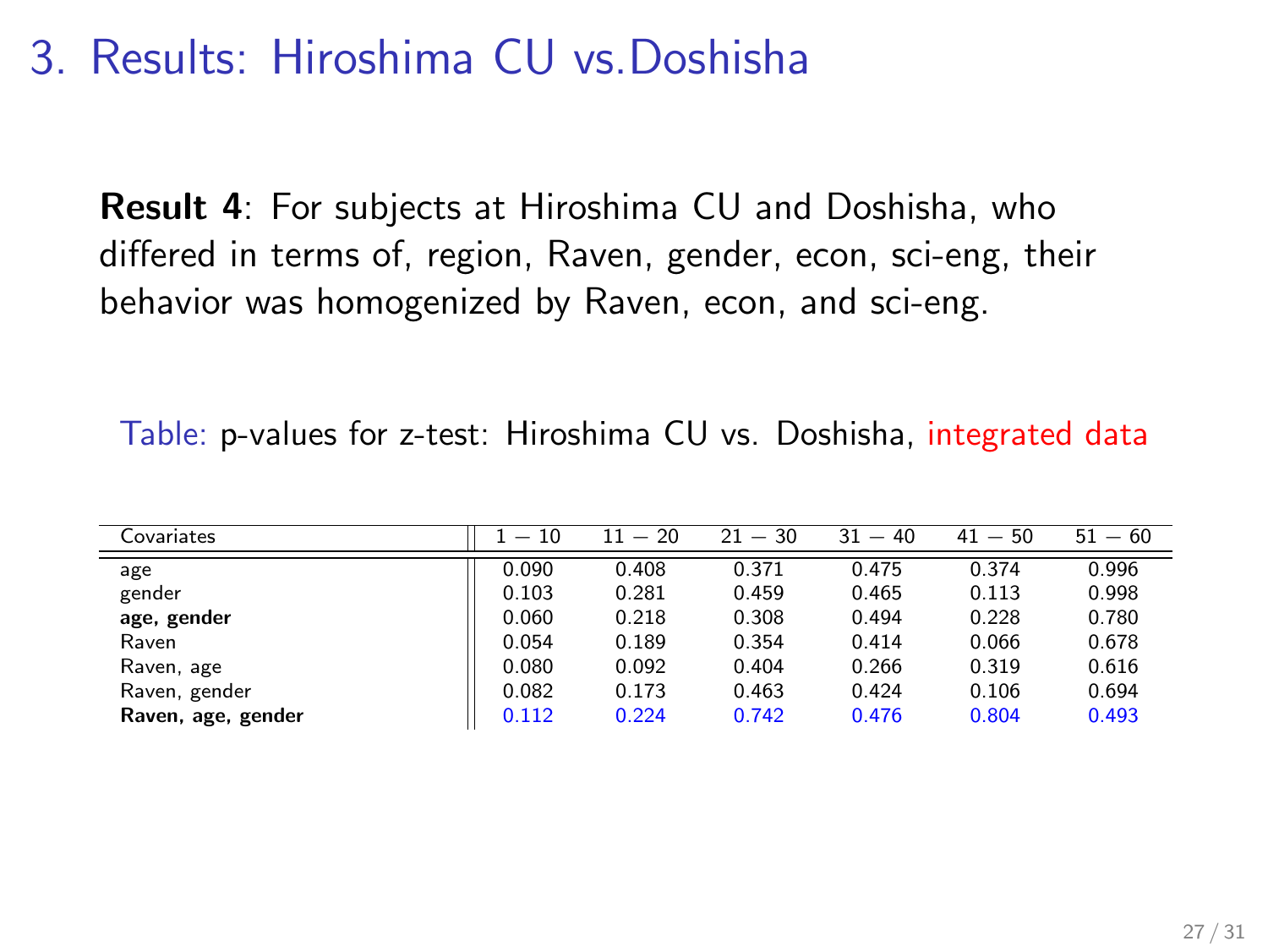# 3. Results: Hiroshima CU vs.Doshisha

**Result 4**: For subjects at Hiroshima CU and Doshisha, who differed in terms of, region, Raven, gender, econ, sci-eng, their behavior was homogenized by Raven, econ, and sci-eng.

Table: p-values for z-test: Hiroshima CU vs. Doshisha, integrated data

| Covariates | $1-10$ | $11-20$ | $21-30$ | $31-40$ | $41-50$ | $51-60$ |
|---|---|---|---|---|---|---|
| age | 0.090 | 0.408 | 0.371 | 0.475 | 0.374 | 0.996 |
| gender | 0.103 | 0.281 | 0.459 | 0.465 | 0.113 | 0.998 |
| **age, gender** | 0.060 | 0.218 | 0.308 | 0.494 | 0.228 | 0.780 |
| Raven | 0.054 | 0.189 | 0.354 | 0.414 | 0.066 | 0.678 |
| Raven, age | 0.080 | 0.092 | 0.404 | 0.266 | 0.319 | 0.616 |
| Raven, gender | 0.082 | 0.173 | 0.463 | 0.424 | 0.106 | 0.694 |
| **Raven, age, gender** | 0.112 | 0.224 | 0.742 | 0.476 | 0.804 | 0.493 |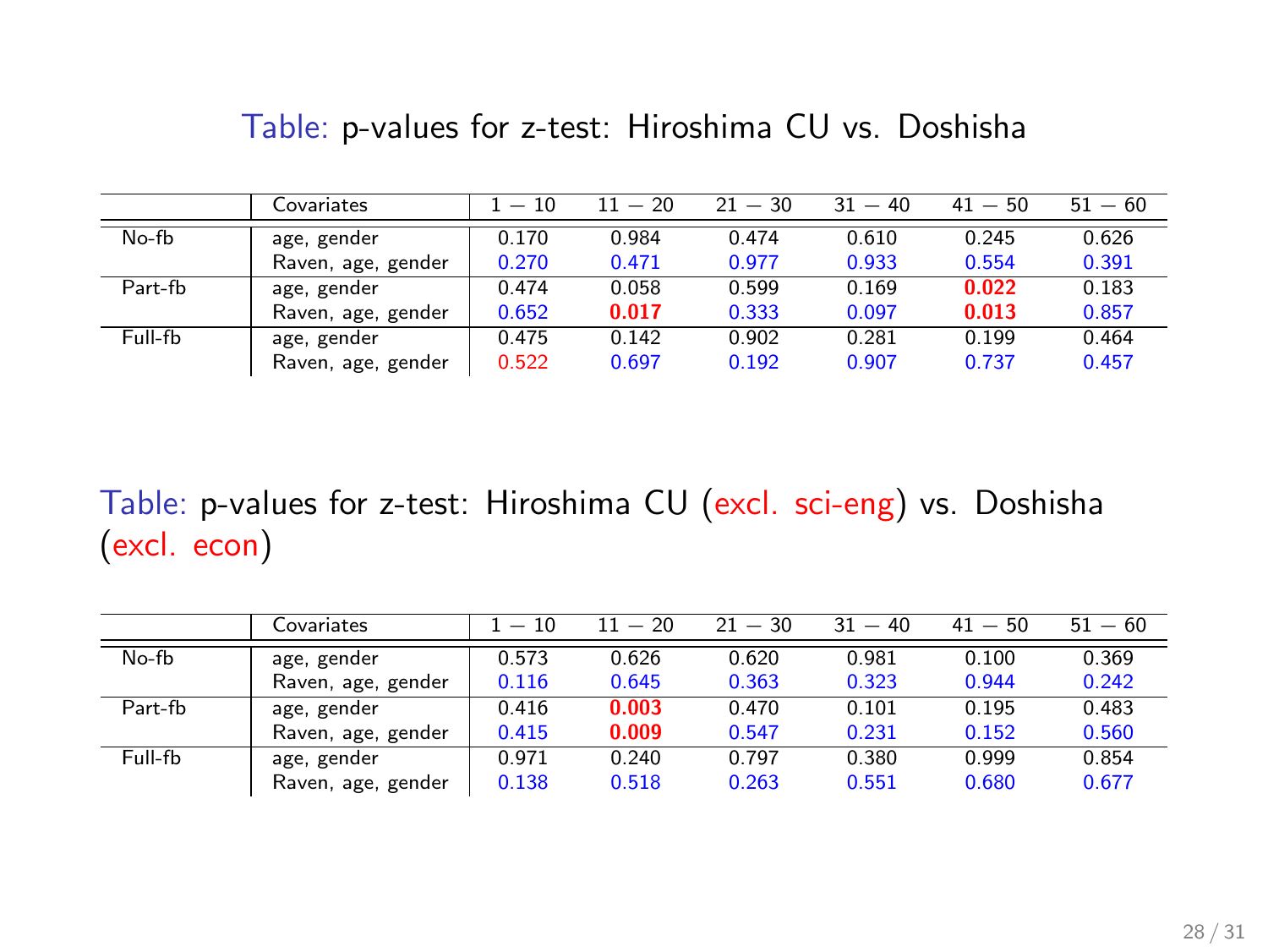Table: p-values for z-test: Hiroshima CU vs. Doshisha

| | Covariates | $1-10$ | $11-20$ | $21-30$ | $31-40$ | $41-50$ | $51-60$ |
|---|---|---|---|---|---|---|---|
| No-fb | age, gender | 0.170 | 0.984 | 0.474 | 0.610 | 0.245 | 0.626 |
| | Raven, age, gender | 0.270 | 0.471 | 0.977 | 0.933 | 0.554 | 0.391 |
| Part-fb | age, gender | 0.474 | 0.058 | 0.599 | 0.169 | **0.022** | 0.183 |
| | Raven, age, gender | 0.652 | **0.017** | 0.333 | 0.097 | **0.013** | 0.857 |
| Full-fb | age, gender | 0.475 | 0.142 | 0.902 | 0.281 | 0.199 | 0.464 |
| | Raven, age, gender | 0.522 | 0.697 | 0.192 | 0.907 | 0.737 | 0.457 |

Table: p-values for z-test: Hiroshima CU (excl. sci-eng) vs. Doshisha (excl. econ)

| | Covariates | $1-10$ | $11-20$ | $21-30$ | $31-40$ | $41-50$ | $51-60$ |
|---|---|---|---|---|---|---|---|
| No-fb | age, gender | 0.573 | 0.626 | 0.620 | 0.981 | 0.100 | 0.369 |
| | Raven, age, gender | 0.116 | 0.645 | 0.363 | 0.323 | 0.944 | 0.242 |
| Part-fb | age, gender | 0.416 | **0.003** | 0.470 | 0.101 | 0.195 | 0.483 |
| | Raven, age, gender | 0.415 | **0.009** | 0.547 | 0.231 | 0.152 | 0.560 |
| Full-fb | age, gender | 0.971 | 0.240 | 0.797 | 0.380 | 0.999 | 0.854 |
| | Raven, age, gender | 0.138 | 0.518 | 0.263 | 0.551 | 0.680 | 0.677 |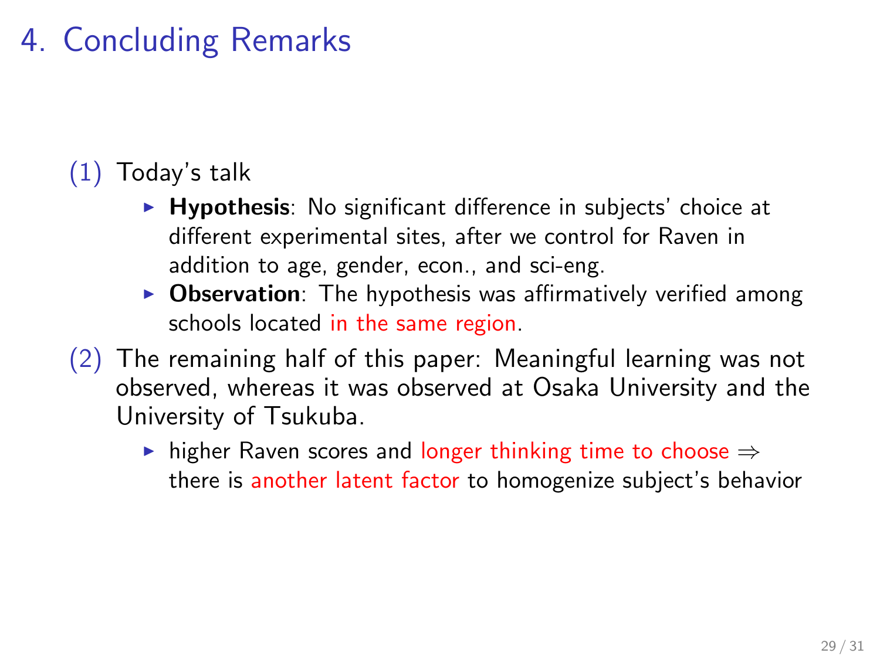# 4. Concluding Remarks

(1) Today's talk

- **Hypothesis**: No significant difference in subjects' choice at different experimental sites, after we control for Raven in addition to age, gender, econ., and sci-eng.
- **Observation**: The hypothesis was affirmatively verified among schools located in the same region.

(2) The remaining half of this paper: Meaningful learning was not observed, whereas it was observed at Osaka University and the University of Tsukuba.

- higher Raven scores and longer thinking time to choose $\Rightarrow$ there is another latent factor to homogenize subject's behavior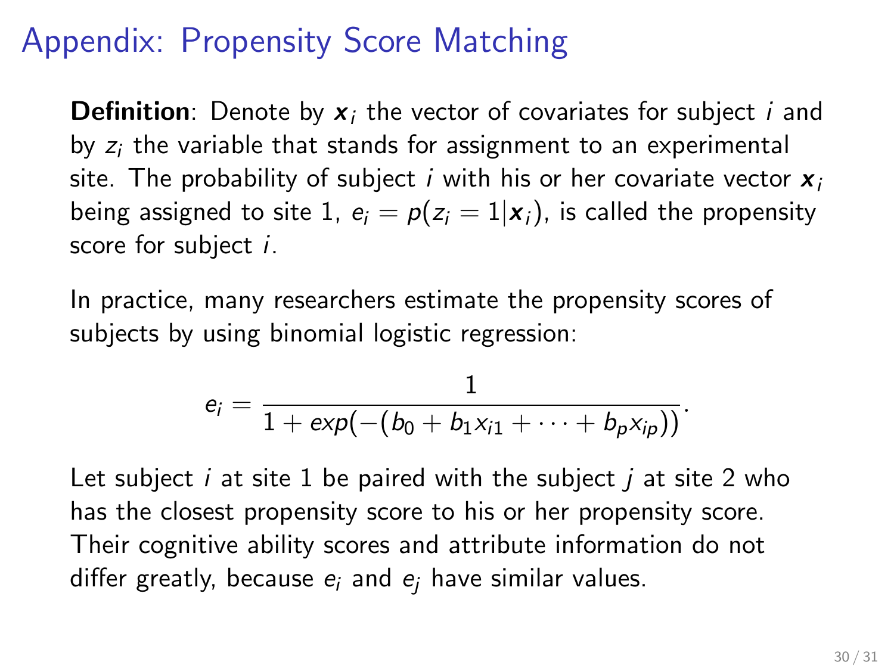# Appendix: Propensity Score Matching

**Definition**: Denote by $\boldsymbol{x}_i$ the vector of covariates for subject $i$ and by $z_i$ the variable that stands for assignment to an experimental site. The probability of subject $i$ with his or her covariate vector $\boldsymbol{x}_i$ being assigned to site 1, $e_i = p(z_i = 1|\boldsymbol{x}_i)$, is called the propensity score for subject $i$.

In practice, many researchers estimate the propensity scores of subjects by using binomial logistic regression:

$$e_i = \frac{1}{1 + exp(-(b_0 + b_1 x_{i1} + \cdots + b_p x_{ip}))}.$$

Let subject $i$ at site 1 be paired with the subject $j$ at site 2 who has the closest propensity score to his or her propensity score. Their cognitive ability scores and attribute information do not differ greatly, because $e_i$ and $e_j$ have similar values.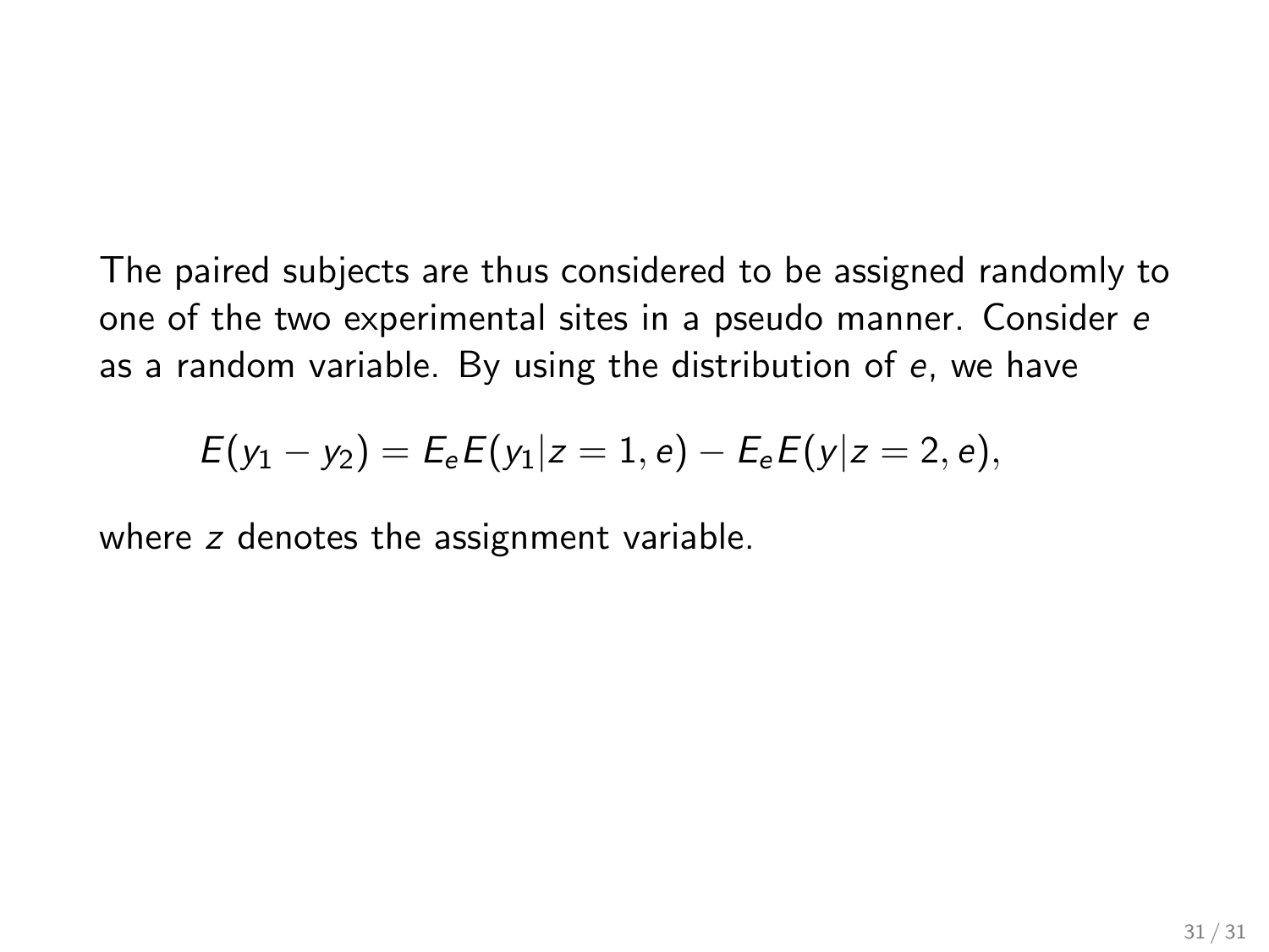The paired subjects are thus considered to be assigned randomly to one of the two experimental sites in a pseudo manner. Consider $e$ as a random variable. By using the distribution of $e$, we have

$$E(y_1 - y_2) = E_e E(y_1 | z = 1, e) - E_e E(y | z = 2, e),$$

where $z$ denotes the assignment variable.